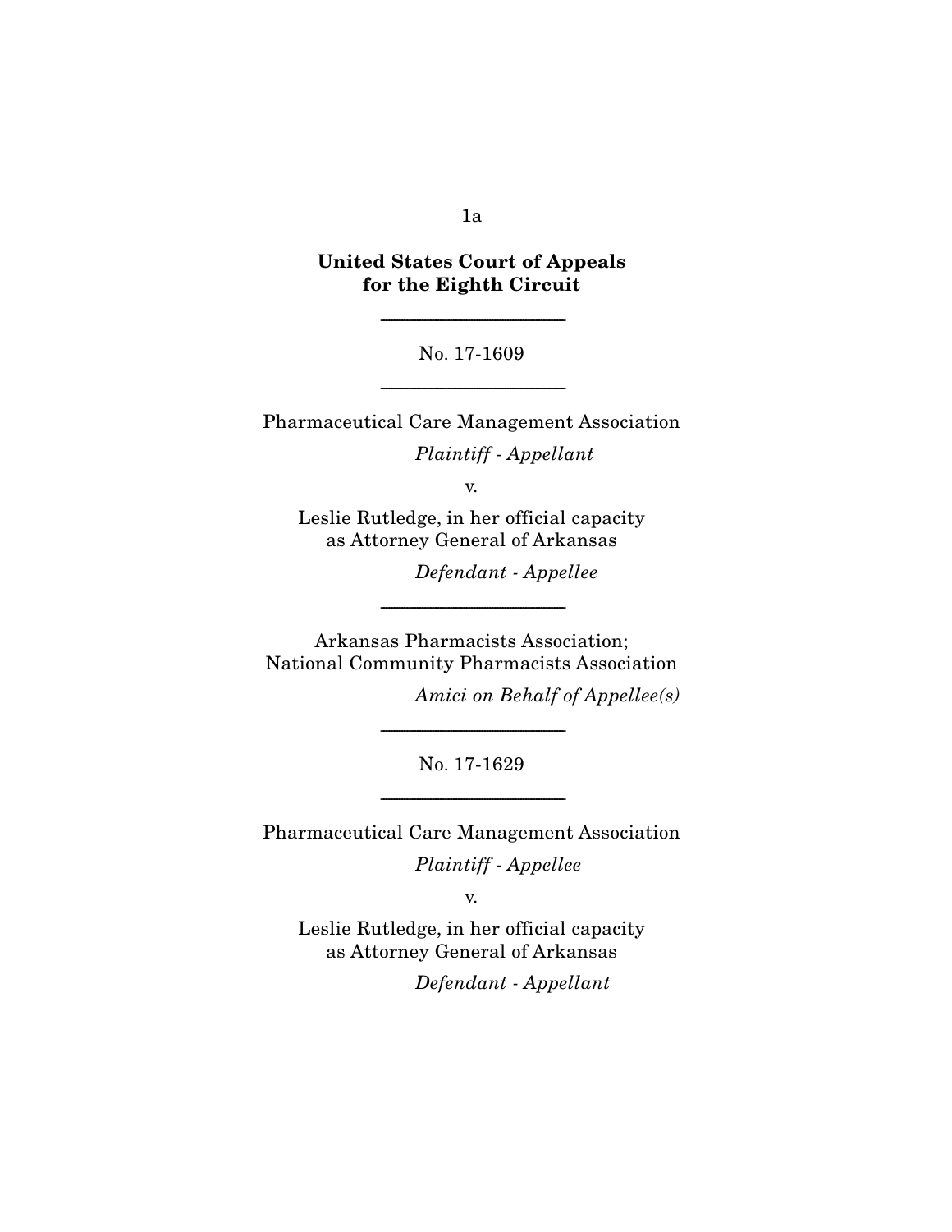**United States Court of Appeals**
**for the Eighth Circuit**

---

No. 17-1609

---

Pharmaceutical Care Management Association

*Plaintiff - Appellant*

v.

Leslie Rutledge, in her official capacity
as Attorney General of Arkansas

*Defendant - Appellee*

---

Arkansas Pharmacists Association;
National Community Pharmacists Association

*Amici on Behalf of Appellee(s)*

---

No. 17-1629

---

Pharmaceutical Care Management Association

*Plaintiff - Appellee*

v.

Leslie Rutledge, in her official capacity
as Attorney General of Arkansas

*Defendant - Appellant*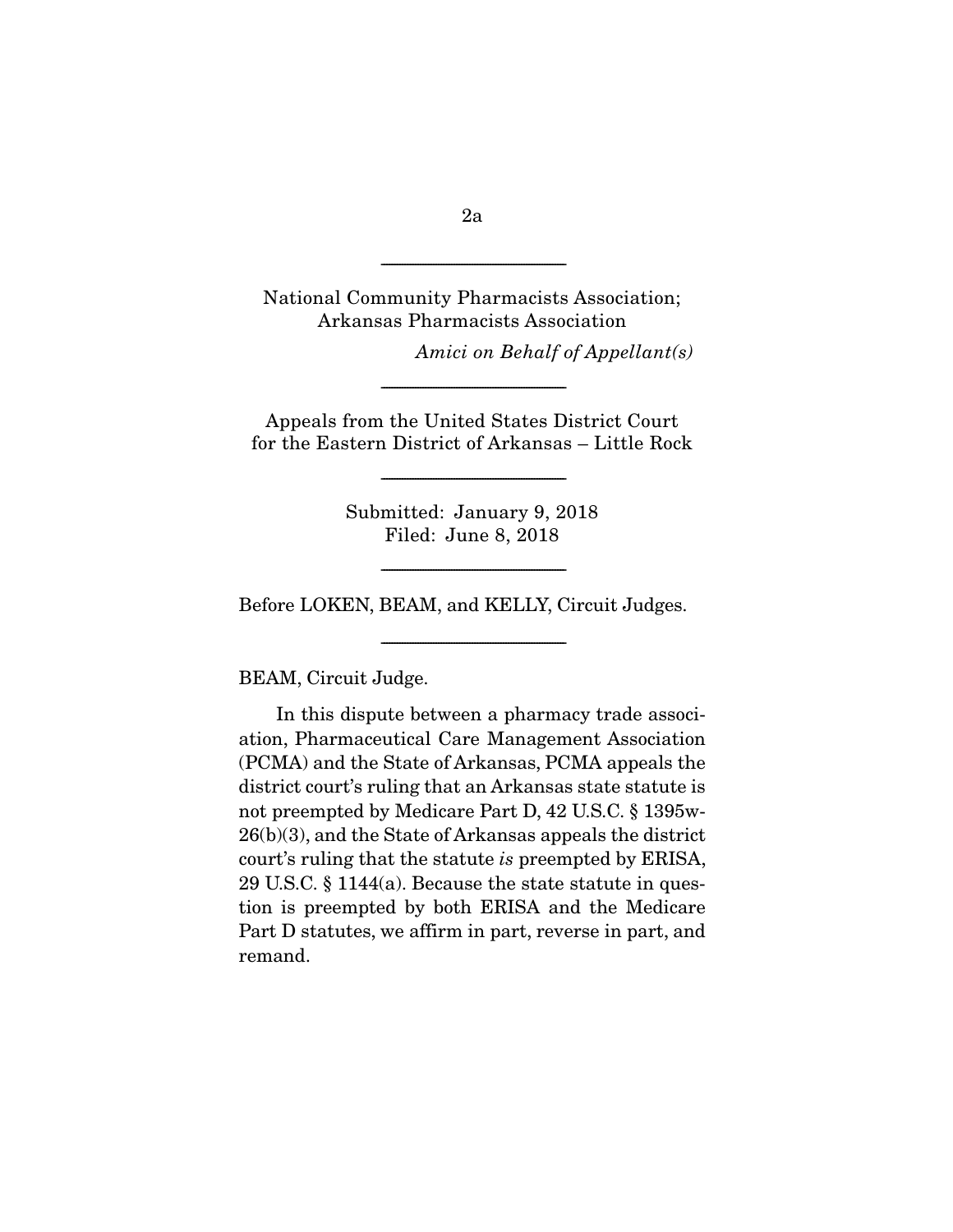---

National Community Pharmacists Association;
Arkansas Pharmacists Association

*Amici on Behalf of Appellant(s)*

---

Appeals from the United States District Court
for the Eastern District of Arkansas – Little Rock

---

Submitted: January 9, 2018
Filed: June 8, 2018

---

Before LOKEN, BEAM, and KELLY, Circuit Judges.

---

BEAM, Circuit Judge.

In this dispute between a pharmacy trade association, Pharmaceutical Care Management Association (PCMA) and the State of Arkansas, PCMA appeals the district court's ruling that an Arkansas state statute is not preempted by Medicare Part D, 42 U.S.C. § 1395w-26(b)(3), and the State of Arkansas appeals the district court's ruling that the statute *is* preempted by ERISA, 29 U.S.C. § 1144(a). Because the state statute in question is preempted by both ERISA and the Medicare Part D statutes, we affirm in part, reverse in part, and remand.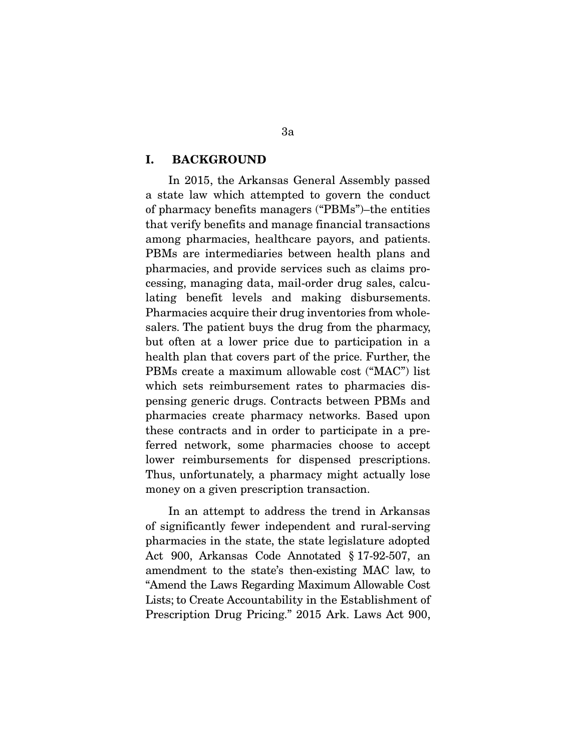## I. BACKGROUND

In 2015, the Arkansas General Assembly passed a state law which attempted to govern the conduct of pharmacy benefits managers ("PBMs")–the entities that verify benefits and manage financial transactions among pharmacies, healthcare payors, and patients. PBMs are intermediaries between health plans and pharmacies, and provide services such as claims processing, managing data, mail-order drug sales, calculating benefit levels and making disbursements. Pharmacies acquire their drug inventories from wholesalers. The patient buys the drug from the pharmacy, but often at a lower price due to participation in a health plan that covers part of the price. Further, the PBMs create a maximum allowable cost ("MAC") list which sets reimbursement rates to pharmacies dispensing generic drugs. Contracts between PBMs and pharmacies create pharmacy networks. Based upon these contracts and in order to participate in a preferred network, some pharmacies choose to accept lower reimbursements for dispensed prescriptions. Thus, unfortunately, a pharmacy might actually lose money on a given prescription transaction.

In an attempt to address the trend in Arkansas of significantly fewer independent and rural-serving pharmacies in the state, the state legislature adopted Act 900, Arkansas Code Annotated § 17-92-507, an amendment to the state's then-existing MAC law, to "Amend the Laws Regarding Maximum Allowable Cost Lists; to Create Accountability in the Establishment of Prescription Drug Pricing." 2015 Ark. Laws Act 900,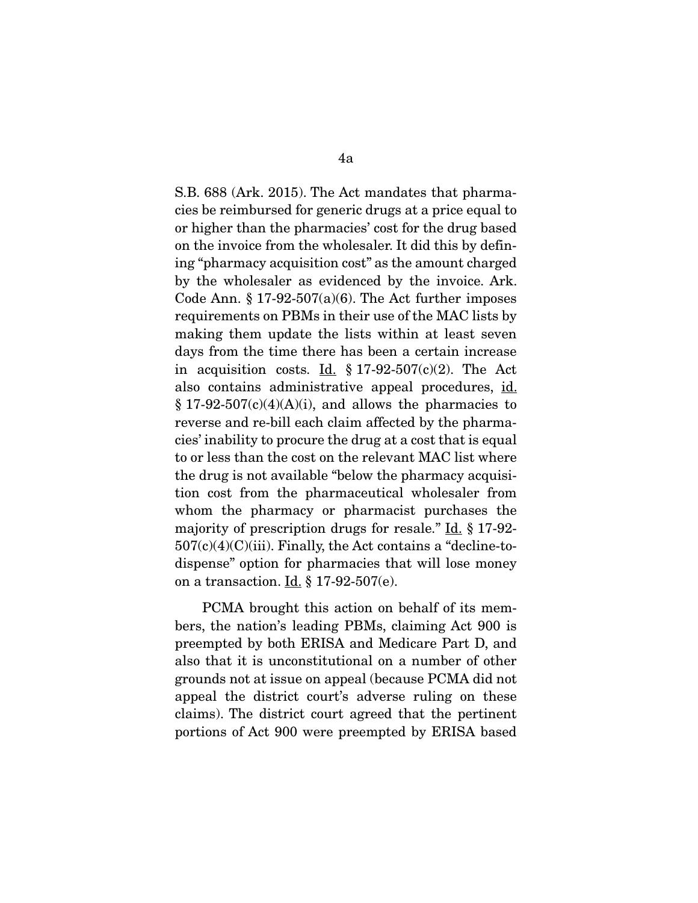S.B. 688 (Ark. 2015). The Act mandates that pharmacies be reimbursed for generic drugs at a price equal to or higher than the pharmacies' cost for the drug based on the invoice from the wholesaler. It did this by defining "pharmacy acquisition cost" as the amount charged by the wholesaler as evidenced by the invoice. Ark. Code Ann. § 17-92-507(a)(6). The Act further imposes requirements on PBMs in their use of the MAC lists by making them update the lists within at least seven days from the time there has been a certain increase in acquisition costs. Id. § 17-92-507(c)(2). The Act also contains administrative appeal procedures, id. § 17-92-507(c)(4)(A)(i), and allows the pharmacies to reverse and re-bill each claim affected by the pharmacies' inability to procure the drug at a cost that is equal to or less than the cost on the relevant MAC list where the drug is not available "below the pharmacy acquisition cost from the pharmaceutical wholesaler from whom the pharmacy or pharmacist purchases the majority of prescription drugs for resale." Id. § 17-92-507(c)(4)(C)(iii). Finally, the Act contains a "decline-to-dispense" option for pharmacies that will lose money on a transaction. Id. § 17-92-507(e).

PCMA brought this action on behalf of its members, the nation's leading PBMs, claiming Act 900 is preempted by both ERISA and Medicare Part D, and also that it is unconstitutional on a number of other grounds not at issue on appeal (because PCMA did not appeal the district court's adverse ruling on these claims). The district court agreed that the pertinent portions of Act 900 were preempted by ERISA based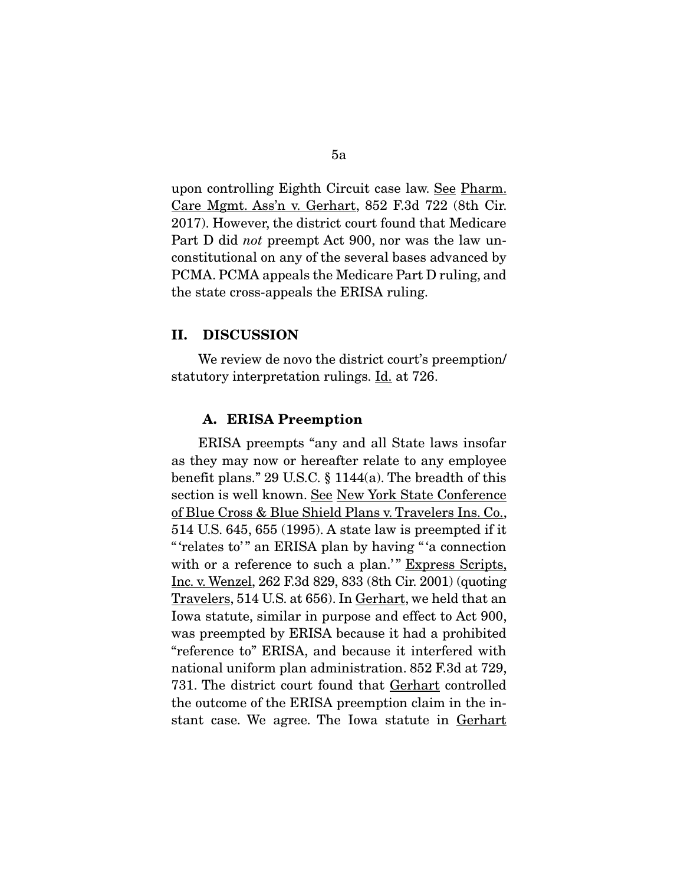upon controlling Eighth Circuit case law. See Pharm. Care Mgmt. Ass'n v. Gerhart, 852 F.3d 722 (8th Cir. 2017). However, the district court found that Medicare Part D did *not* preempt Act 900, nor was the law unconstitutional on any of the several bases advanced by PCMA. PCMA appeals the Medicare Part D ruling, and the state cross-appeals the ERISA ruling.

## II. DISCUSSION

We review de novo the district court's preemption/statutory interpretation rulings. Id. at 726.

### A. ERISA Preemption

ERISA preempts "any and all State laws insofar as they may now or hereafter relate to any employee benefit plans." 29 U.S.C. § 1144(a). The breadth of this section is well known. See New York State Conference of Blue Cross & Blue Shield Plans v. Travelers Ins. Co., 514 U.S. 645, 655 (1995). A state law is preempted if it "'relates to'" an ERISA plan by having "'a connection with or a reference to such a plan.'" Express Scripts, Inc. v. Wenzel, 262 F.3d 829, 833 (8th Cir. 2001) (quoting Travelers, 514 U.S. at 656). In Gerhart, we held that an Iowa statute, similar in purpose and effect to Act 900, was preempted by ERISA because it had a prohibited "reference to" ERISA, and because it interfered with national uniform plan administration. 852 F.3d at 729, 731. The district court found that Gerhart controlled the outcome of the ERISA preemption claim in the instant case. We agree. The Iowa statute in Gerhart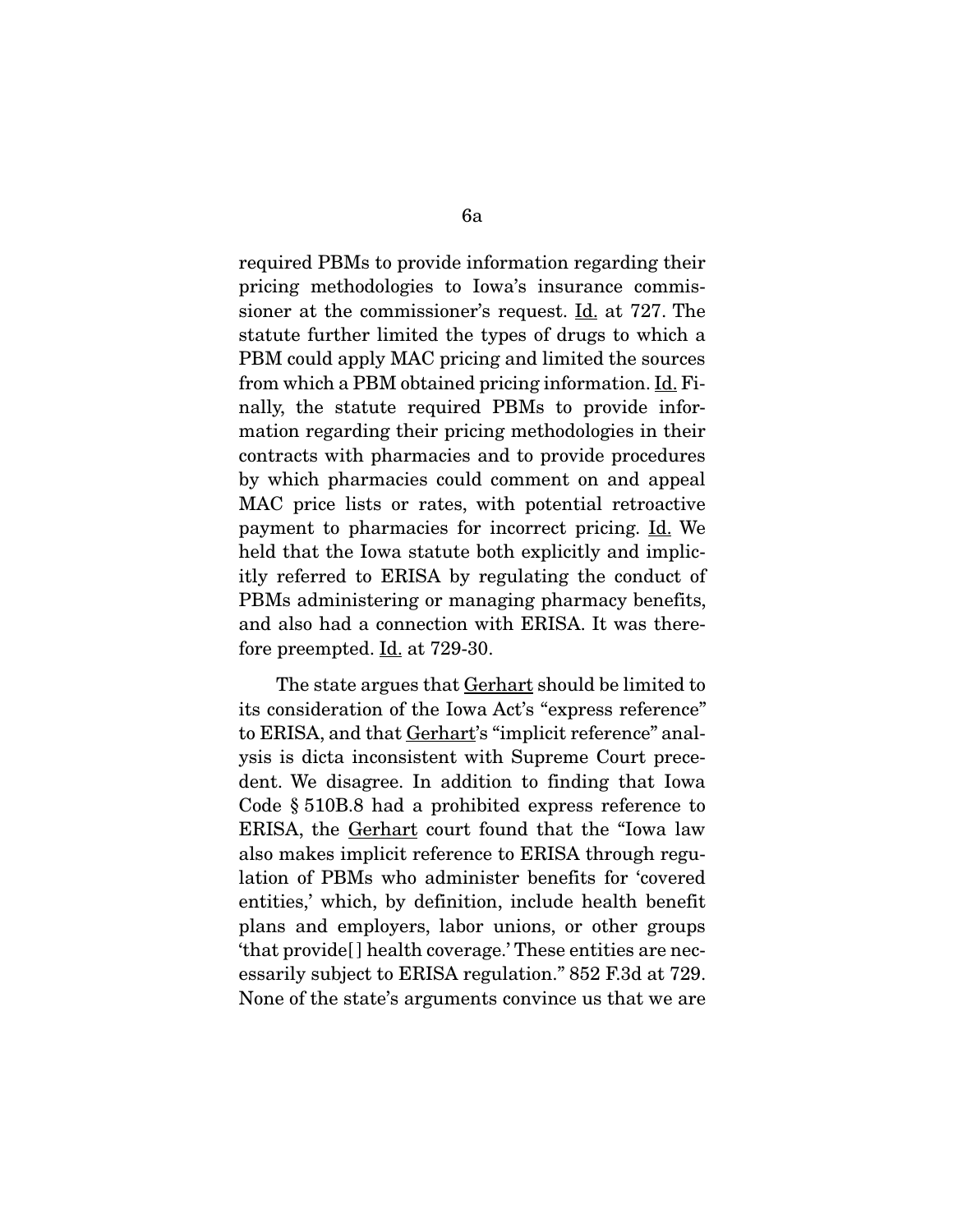required PBMs to provide information regarding their pricing methodologies to Iowa's insurance commissioner at the commissioner's request. Id. at 727. The statute further limited the types of drugs to which a PBM could apply MAC pricing and limited the sources from which a PBM obtained pricing information. Id. Finally, the statute required PBMs to provide information regarding their pricing methodologies in their contracts with pharmacies and to provide procedures by which pharmacies could comment on and appeal MAC price lists or rates, with potential retroactive payment to pharmacies for incorrect pricing. Id. We held that the Iowa statute both explicitly and implicitly referred to ERISA by regulating the conduct of PBMs administering or managing pharmacy benefits, and also had a connection with ERISA. It was therefore preempted. Id. at 729-30.

The state argues that Gerhart should be limited to its consideration of the Iowa Act's "express reference" to ERISA, and that Gerhart's "implicit reference" analysis is dicta inconsistent with Supreme Court precedent. We disagree. In addition to finding that Iowa Code § 510B.8 had a prohibited express reference to ERISA, the Gerhart court found that the "Iowa law also makes implicit reference to ERISA through regulation of PBMs who administer benefits for 'covered entities,' which, by definition, include health benefit plans and employers, labor unions, or other groups 'that provide[] health coverage.' These entities are necessarily subject to ERISA regulation." 852 F.3d at 729. None of the state's arguments convince us that we are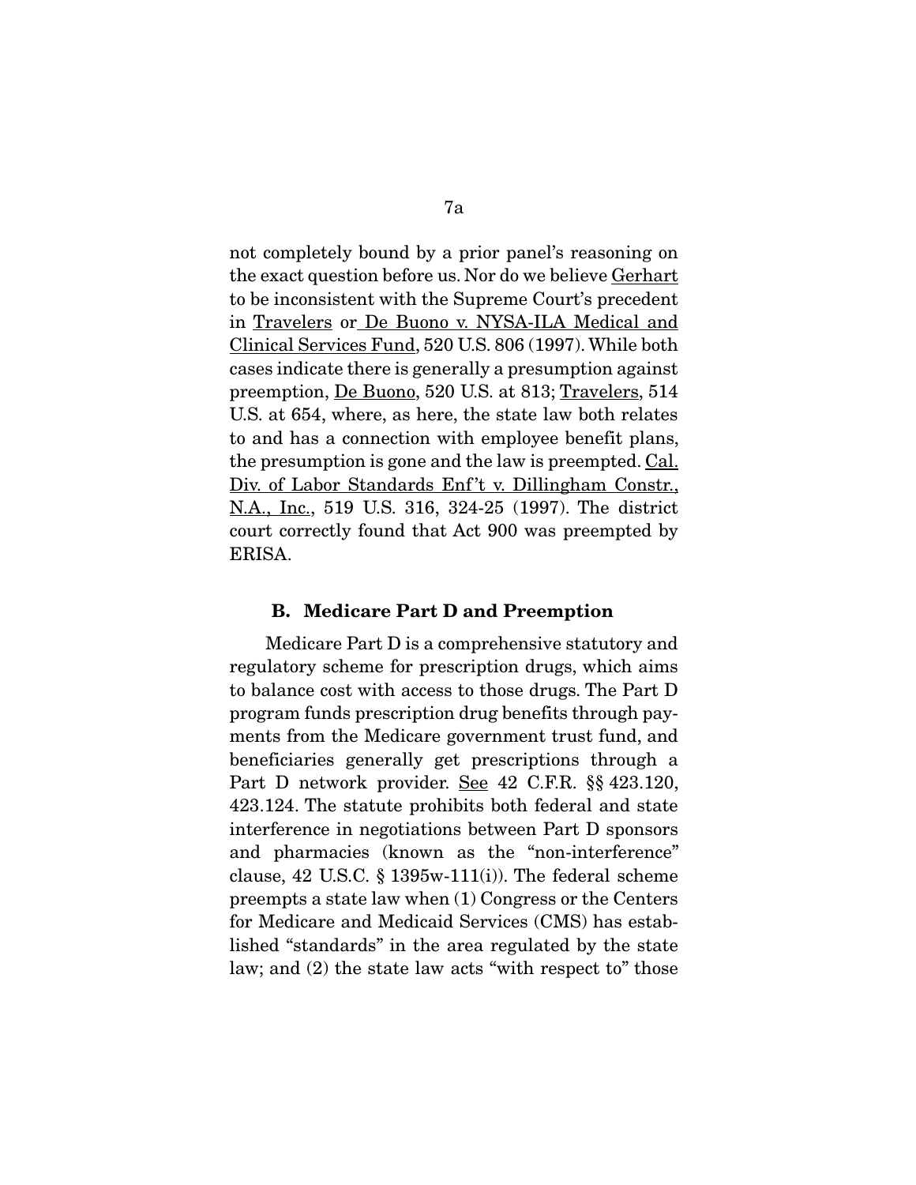not completely bound by a prior panel's reasoning on the exact question before us. Nor do we believe Gerhart to be inconsistent with the Supreme Court's precedent in Travelers or De Buono v. NYSA-ILA Medical and Clinical Services Fund, 520 U.S. 806 (1997). While both cases indicate there is generally a presumption against preemption, De Buono, 520 U.S. at 813; Travelers, 514 U.S. at 654, where, as here, the state law both relates to and has a connection with employee benefit plans, the presumption is gone and the law is preempted. Cal. Div. of Labor Standards Enf't v. Dillingham Constr., N.A., Inc., 519 U.S. 316, 324-25 (1997). The district court correctly found that Act 900 was preempted by ERISA.

### B. Medicare Part D and Preemption

Medicare Part D is a comprehensive statutory and regulatory scheme for prescription drugs, which aims to balance cost with access to those drugs. The Part D program funds prescription drug benefits through payments from the Medicare government trust fund, and beneficiaries generally get prescriptions through a Part D network provider. See 42 C.F.R. §§ 423.120, 423.124. The statute prohibits both federal and state interference in negotiations between Part D sponsors and pharmacies (known as the "non-interference" clause, 42 U.S.C. § 1395w-111(i)). The federal scheme preempts a state law when (1) Congress or the Centers for Medicare and Medicaid Services (CMS) has established "standards" in the area regulated by the state law; and (2) the state law acts "with respect to" those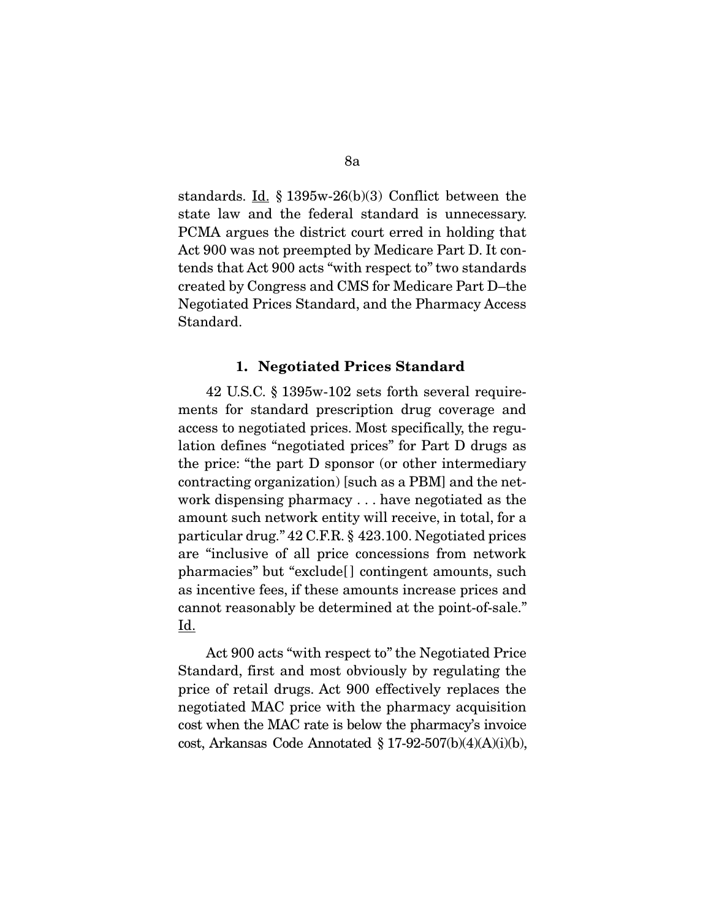standards. Id. § 1395w-26(b)(3) Conflict between the state law and the federal standard is unnecessary. PCMA argues the district court erred in holding that Act 900 was not preempted by Medicare Part D. It contends that Act 900 acts "with respect to" two standards created by Congress and CMS for Medicare Part D–the Negotiated Prices Standard, and the Pharmacy Access Standard.

### 1. Negotiated Prices Standard

42 U.S.C. § 1395w-102 sets forth several requirements for standard prescription drug coverage and access to negotiated prices. Most specifically, the regulation defines "negotiated prices" for Part D drugs as the price: "the part D sponsor (or other intermediary contracting organization) [such as a PBM] and the network dispensing pharmacy . . . have negotiated as the amount such network entity will receive, in total, for a particular drug." 42 C.F.R. § 423.100. Negotiated prices are "inclusive of all price concessions from network pharmacies" but "exclude[] contingent amounts, such as incentive fees, if these amounts increase prices and cannot reasonably be determined at the point-of-sale." Id.

Act 900 acts "with respect to" the Negotiated Price Standard, first and most obviously by regulating the price of retail drugs. Act 900 effectively replaces the negotiated MAC price with the pharmacy acquisition cost when the MAC rate is below the pharmacy's invoice cost, Arkansas Code Annotated § 17-92-507(b)(4)(A)(i)(b),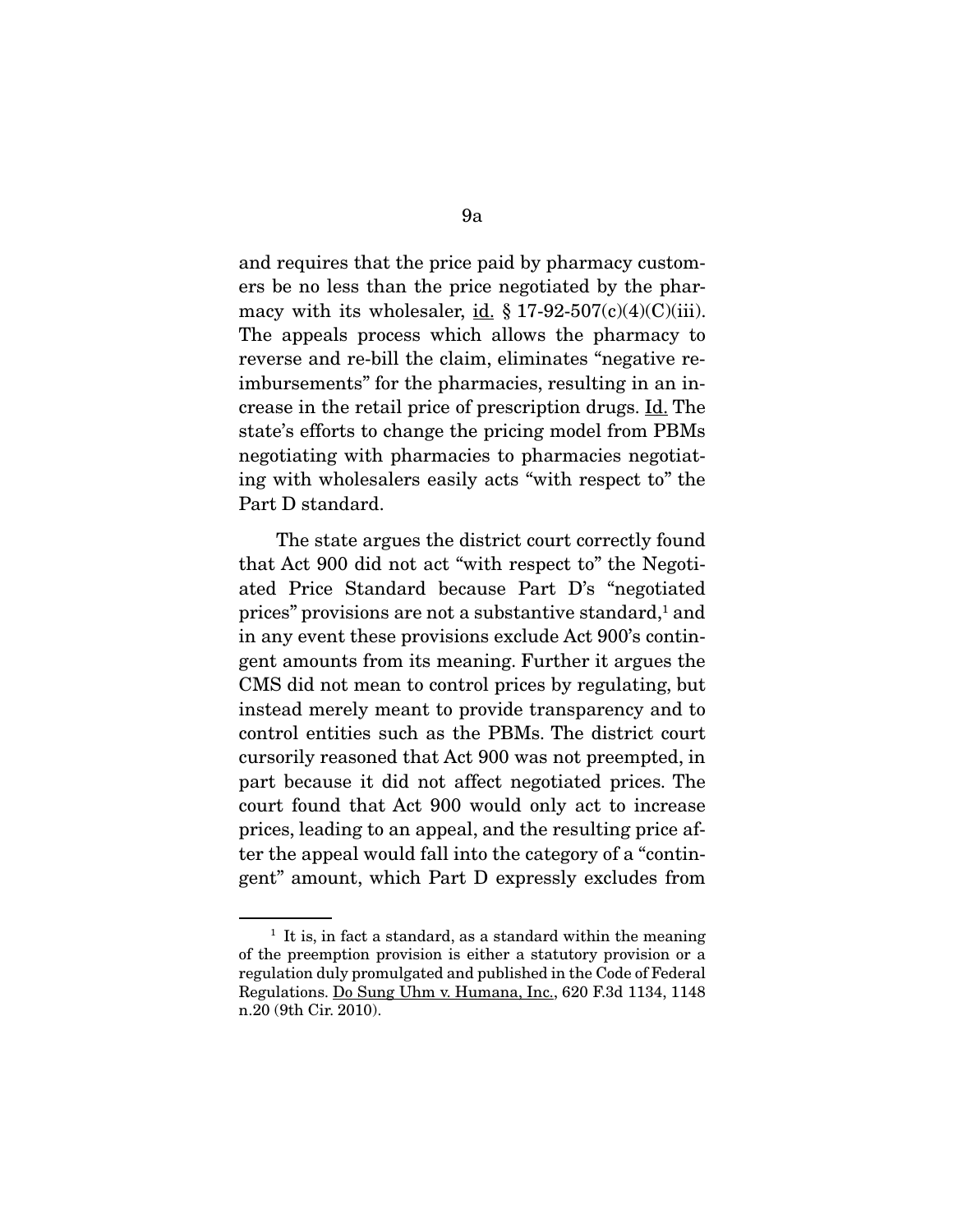and requires that the price paid by pharmacy customers be no less than the price negotiated by the pharmacy with its wholesaler, id. § 17-92-507(c)(4)(C)(iii). The appeals process which allows the pharmacy to reverse and re-bill the claim, eliminates "negative reimbursements" for the pharmacies, resulting in an increase in the retail price of prescription drugs. Id. The state's efforts to change the pricing model from PBMs negotiating with pharmacies to pharmacies negotiating with wholesalers easily acts "with respect to" the Part D standard.

The state argues the district court correctly found that Act 900 did not act "with respect to" the Negotiated Price Standard because Part D's "negotiated prices" provisions are not a substantive standard,[1] and in any event these provisions exclude Act 900's contingent amounts from its meaning. Further it argues the CMS did not mean to control prices by regulating, but instead merely meant to provide transparency and to control entities such as the PBMs. The district court cursorily reasoned that Act 900 was not preempted, in part because it did not affect negotiated prices. The court found that Act 900 would only act to increase prices, leading to an appeal, and the resulting price after the appeal would fall into the category of a "contingent" amount, which Part D expressly excludes from

---

[1] It is, in fact a standard, as a standard within the meaning of the preemption provision is either a statutory provision or a regulation duly promulgated and published in the Code of Federal Regulations. Do Sung Uhm v. Humana, Inc., 620 F.3d 1134, 1148 n.20 (9th Cir. 2010).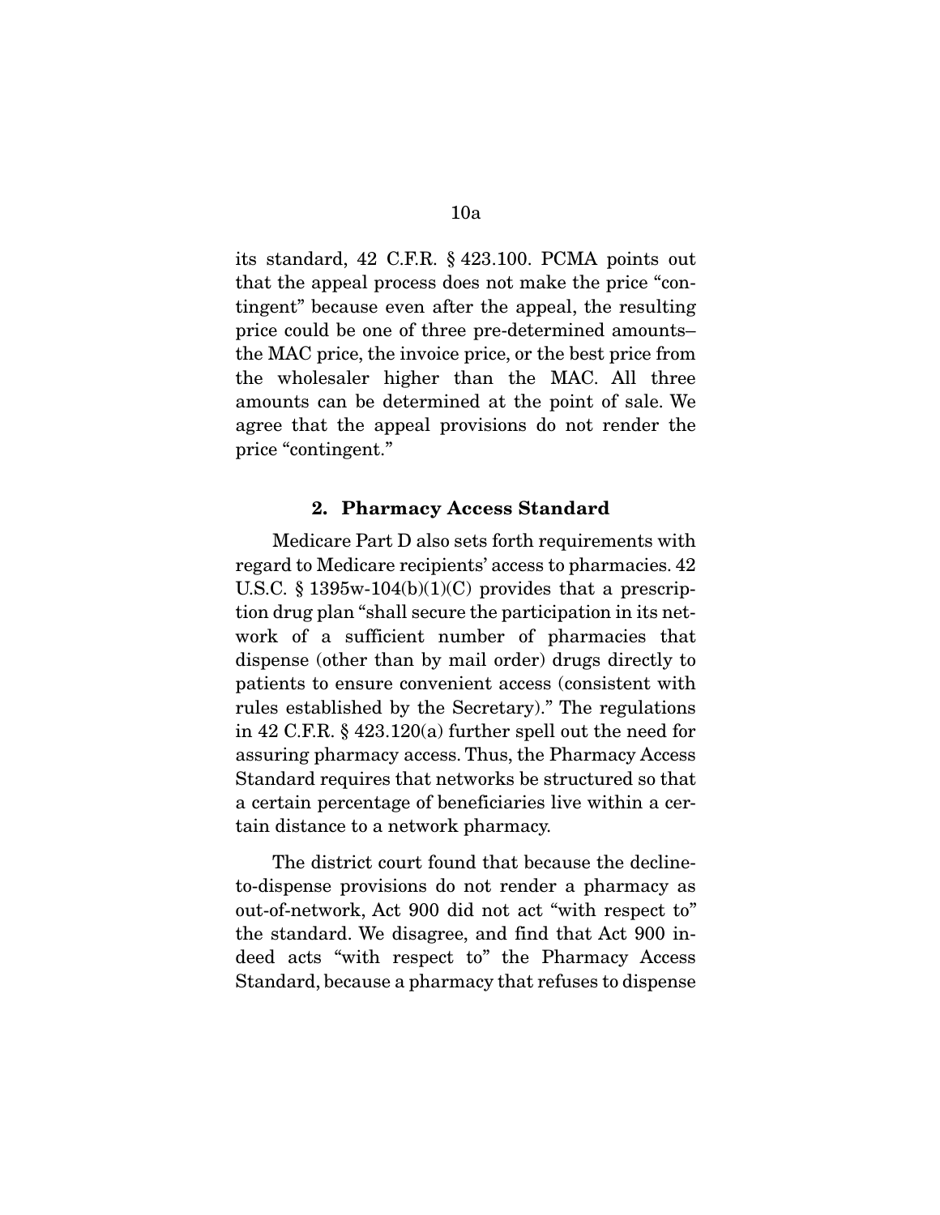its standard, 42 C.F.R. § 423.100. PCMA points out that the appeal process does not make the price "contingent" because even after the appeal, the resulting price could be one of three pre-determined amounts– the MAC price, the invoice price, or the best price from the wholesaler higher than the MAC. All three amounts can be determined at the point of sale. We agree that the appeal provisions do not render the price "contingent."

### 2. Pharmacy Access Standard

Medicare Part D also sets forth requirements with regard to Medicare recipients' access to pharmacies. 42 U.S.C. § 1395w-104(b)(1)(C) provides that a prescription drug plan "shall secure the participation in its network of a sufficient number of pharmacies that dispense (other than by mail order) drugs directly to patients to ensure convenient access (consistent with rules established by the Secretary)." The regulations in 42 C.F.R. § 423.120(a) further spell out the need for assuring pharmacy access. Thus, the Pharmacy Access Standard requires that networks be structured so that a certain percentage of beneficiaries live within a certain distance to a network pharmacy.

The district court found that because the decline-to-dispense provisions do not render a pharmacy as out-of-network, Act 900 did not act "with respect to" the standard. We disagree, and find that Act 900 indeed acts "with respect to" the Pharmacy Access Standard, because a pharmacy that refuses to dispense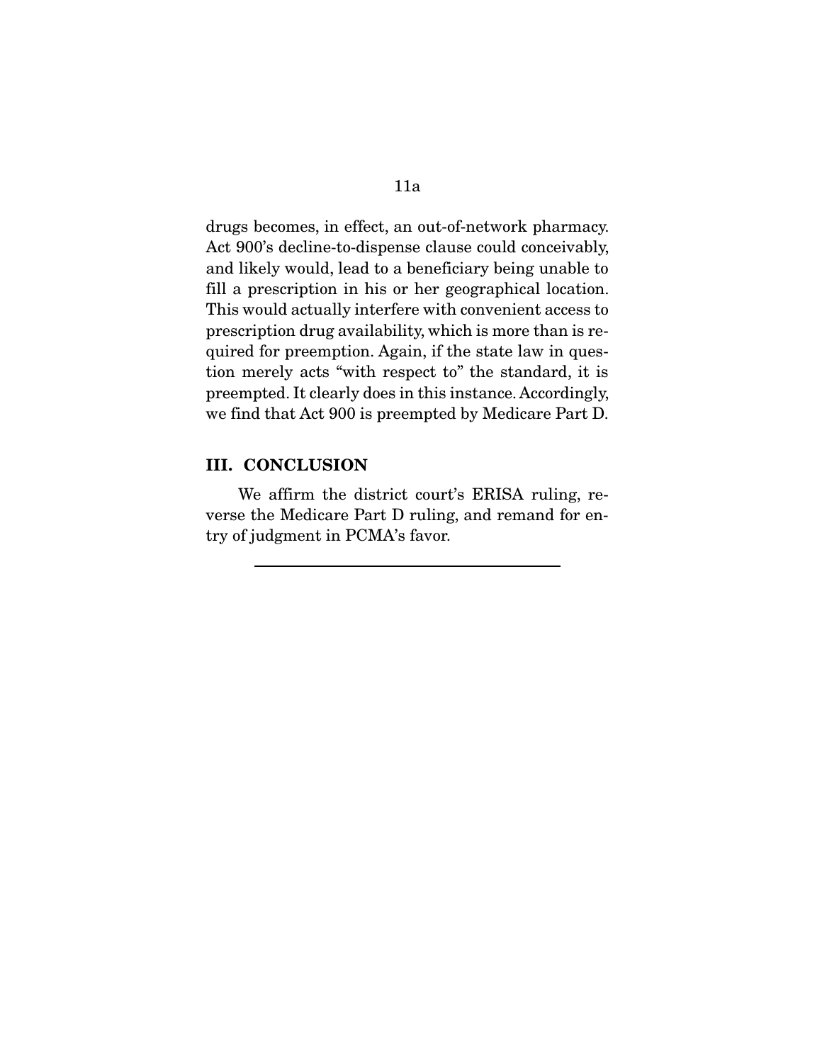drugs becomes, in effect, an out-of-network pharmacy. Act 900's decline-to-dispense clause could conceivably, and likely would, lead to a beneficiary being unable to fill a prescription in his or her geographical location. This would actually interfere with convenient access to prescription drug availability, which is more than is required for preemption. Again, if the state law in question merely acts "with respect to" the standard, it is preempted. It clearly does in this instance. Accordingly, we find that Act 900 is preempted by Medicare Part D.

## III. CONCLUSION

We affirm the district court's ERISA ruling, reverse the Medicare Part D ruling, and remand for entry of judgment in PCMA's favor.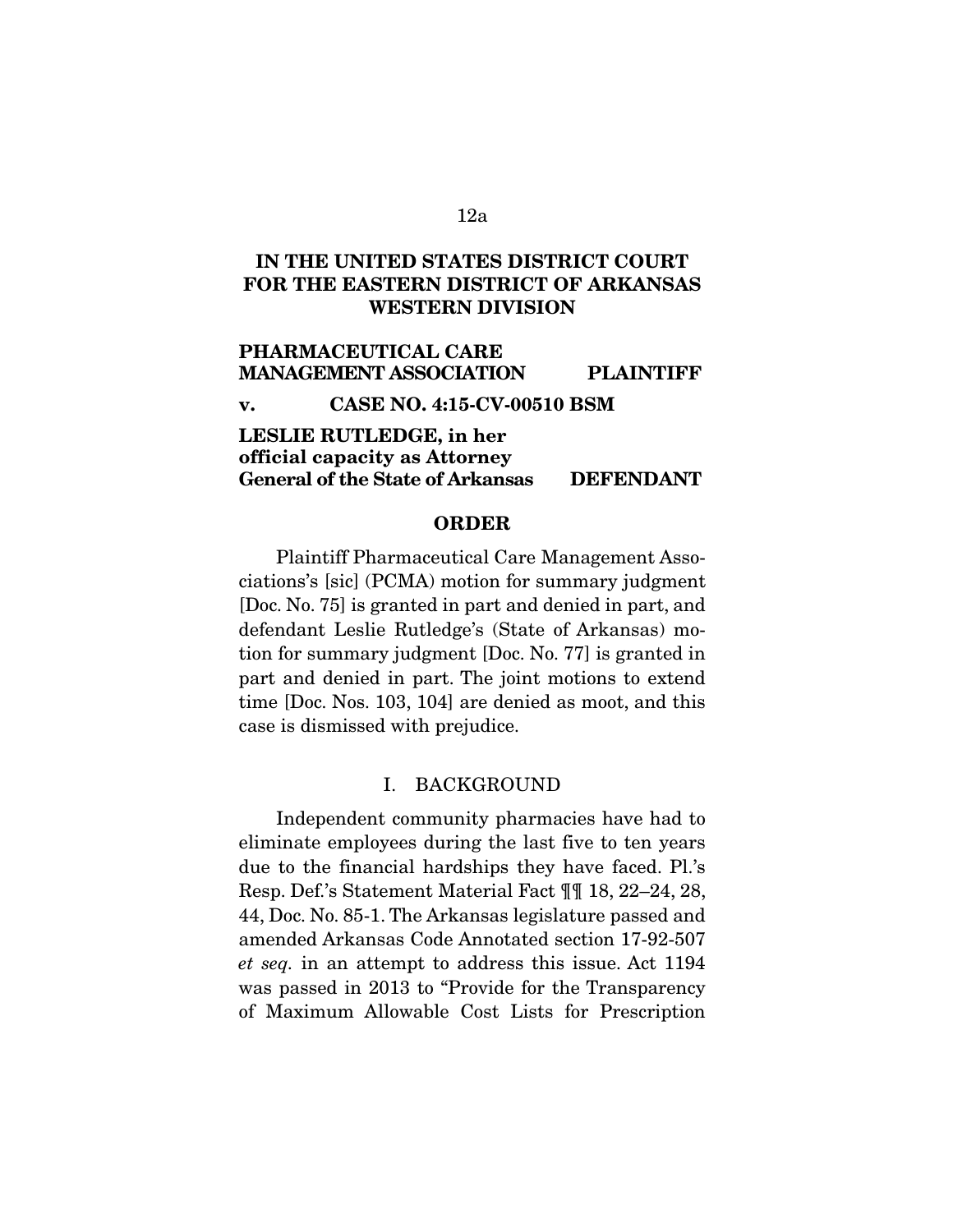**IN THE UNITED STATES DISTRICT COURT FOR THE EASTERN DISTRICT OF ARKANSAS WESTERN DIVISION**

**PHARMACEUTICAL CARE MANAGEMENT ASSOCIATION PLAINTIFF**

**v. CASE NO. 4:15-CV-00510 BSM**

**LESLIE RUTLEDGE, in her official capacity as Attorney General of the State of Arkansas DEFENDANT**

## ORDER

Plaintiff Pharmaceutical Care Management Associations's [sic] (PCMA) motion for summary judgment [Doc. No. 75] is granted in part and denied in part, and defendant Leslie Rutledge's (State of Arkansas) motion for summary judgment [Doc. No. 77] is granted in part and denied in part. The joint motions to extend time [Doc. Nos. 103, 104] are denied as moot, and this case is dismissed with prejudice.

## I. BACKGROUND

Independent community pharmacies have had to eliminate employees during the last five to ten years due to the financial hardships they have faced. Pl.'s Resp. Def.'s Statement Material Fact ¶¶ 18, 22–24, 28, 44, Doc. No. 85-1. The Arkansas legislature passed and amended Arkansas Code Annotated section 17-92-507 *et seq.* in an attempt to address this issue. Act 1194 was passed in 2013 to "Provide for the Transparency of Maximum Allowable Cost Lists for Prescription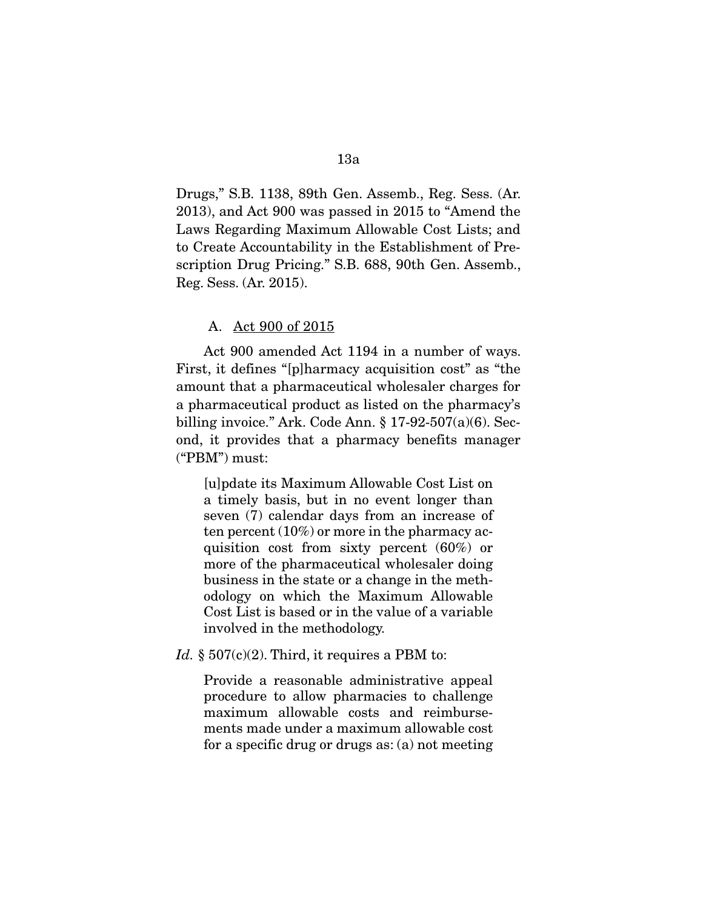Drugs," S.B. 1138, 89th Gen. Assemb., Reg. Sess. (Ar. 2013), and Act 900 was passed in 2015 to "Amend the Laws Regarding Maximum Allowable Cost Lists; and to Create Accountability in the Establishment of Prescription Drug Pricing." S.B. 688, 90th Gen. Assemb., Reg. Sess. (Ar. 2015).

A. Act 900 of 2015

Act 900 amended Act 1194 in a number of ways. First, it defines "[p]harmacy acquisition cost" as "the amount that a pharmaceutical wholesaler charges for a pharmaceutical product as listed on the pharmacy's billing invoice." Ark. Code Ann. § 17-92-507(a)(6). Second, it provides that a pharmacy benefits manager ("PBM") must:

> [u]pdate its Maximum Allowable Cost List on a timely basis, but in no event longer than seven (7) calendar days from an increase of ten percent (10%) or more in the pharmacy acquisition cost from sixty percent (60%) or more of the pharmaceutical wholesaler doing business in the state or a change in the methodology on which the Maximum Allowable Cost List is based or in the value of a variable involved in the methodology.

*Id.* § 507(c)(2). Third, it requires a PBM to:

> Provide a reasonable administrative appeal procedure to allow pharmacies to challenge maximum allowable costs and reimbursements made under a maximum allowable cost for a specific drug or drugs as: (a) not meeting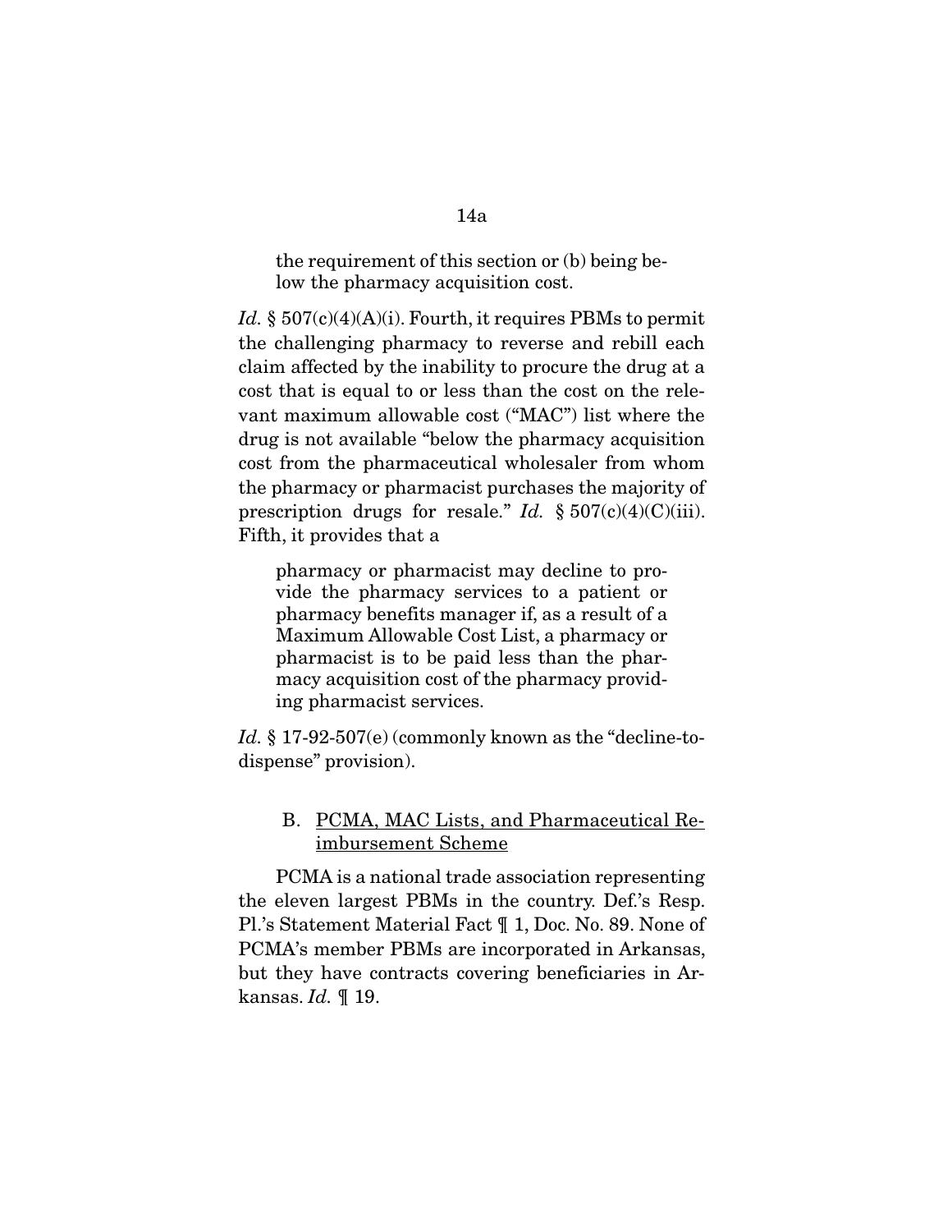the requirement of this section or (b) being below the pharmacy acquisition cost.

*Id.* § 507(c)(4)(A)(i). Fourth, it requires PBMs to permit the challenging pharmacy to reverse and rebill each claim affected by the inability to procure the drug at a cost that is equal to or less than the cost on the relevant maximum allowable cost ("MAC") list where the drug is not available "below the pharmacy acquisition cost from the pharmaceutical wholesaler from whom the pharmacy or pharmacist purchases the majority of prescription drugs for resale." *Id.* § 507(c)(4)(C)(iii). Fifth, it provides that a

> pharmacy or pharmacist may decline to provide the pharmacy services to a patient or pharmacy benefits manager if, as a result of a Maximum Allowable Cost List, a pharmacy or pharmacist is to be paid less than the pharmacy acquisition cost of the pharmacy providing pharmacist services.

*Id.* § 17-92-507(e) (commonly known as the "decline-to-dispense" provision).

### B. PCMA, MAC Lists, and Pharmaceutical Reimbursement Scheme

PCMA is a national trade association representing the eleven largest PBMs in the country. Def.'s Resp. Pl.'s Statement Material Fact ¶ 1, Doc. No. 89. None of PCMA's member PBMs are incorporated in Arkansas, but they have contracts covering beneficiaries in Arkansas. *Id.* ¶ 19.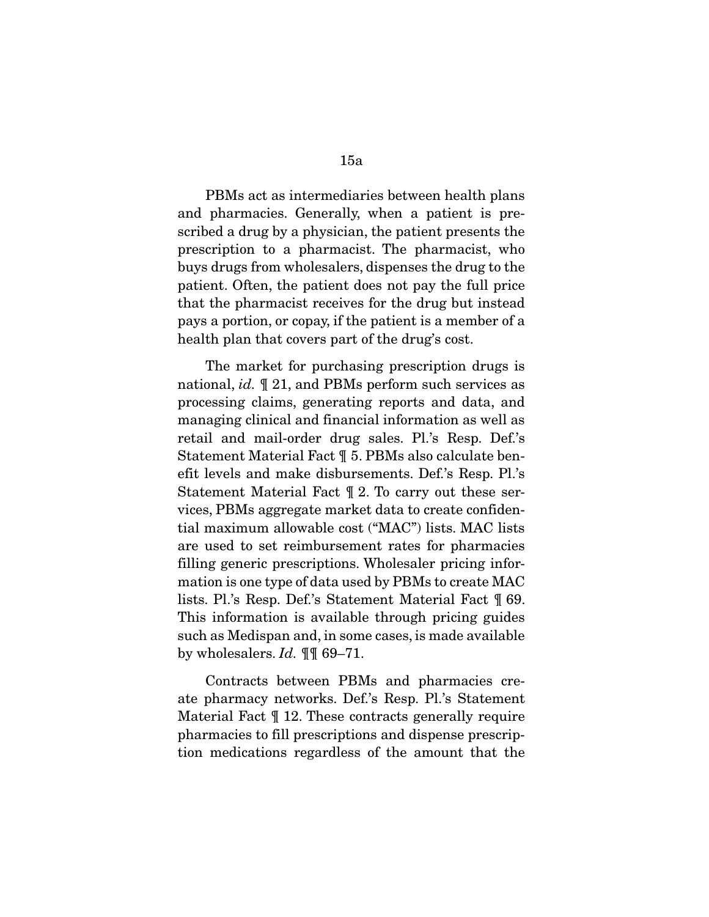PBMs act as intermediaries between health plans and pharmacies. Generally, when a patient is prescribed a drug by a physician, the patient presents the prescription to a pharmacist. The pharmacist, who buys drugs from wholesalers, dispenses the drug to the patient. Often, the patient does not pay the full price that the pharmacist receives for the drug but instead pays a portion, or copay, if the patient is a member of a health plan that covers part of the drug's cost.

The market for purchasing prescription drugs is national, *id.* ¶ 21, and PBMs perform such services as processing claims, generating reports and data, and managing clinical and financial information as well as retail and mail-order drug sales. Pl.'s Resp. Def.'s Statement Material Fact ¶ 5. PBMs also calculate benefit levels and make disbursements. Def.'s Resp. Pl.'s Statement Material Fact ¶ 2. To carry out these services, PBMs aggregate market data to create confidential maximum allowable cost ("MAC") lists. MAC lists are used to set reimbursement rates for pharmacies filling generic prescriptions. Wholesaler pricing information is one type of data used by PBMs to create MAC lists. Pl.'s Resp. Def.'s Statement Material Fact ¶ 69. This information is available through pricing guides such as Medispan and, in some cases, is made available by wholesalers. *Id.* ¶¶ 69–71.

Contracts between PBMs and pharmacies create pharmacy networks. Def.'s Resp. Pl.'s Statement Material Fact ¶ 12. These contracts generally require pharmacies to fill prescriptions and dispense prescription medications regardless of the amount that the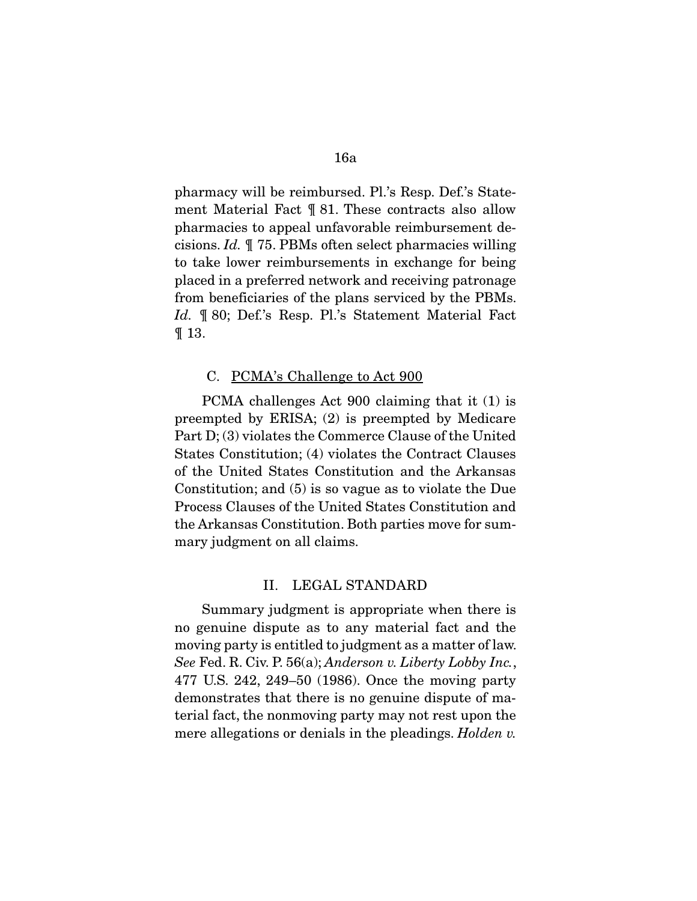pharmacy will be reimbursed. Pl.'s Resp. Def.'s Statement Material Fact ¶ 81. These contracts also allow pharmacies to appeal unfavorable reimbursement decisions. *Id.* ¶ 75. PBMs often select pharmacies willing to take lower reimbursements in exchange for being placed in a preferred network and receiving patronage from beneficiaries of the plans serviced by the PBMs. *Id.* ¶ 80; Def.'s Resp. Pl.'s Statement Material Fact ¶ 13.

### C. PCMA's Challenge to Act 900

PCMA challenges Act 900 claiming that it (1) is preempted by ERISA; (2) is preempted by Medicare Part D; (3) violates the Commerce Clause of the United States Constitution; (4) violates the Contract Clauses of the United States Constitution and the Arkansas Constitution; and (5) is so vague as to violate the Due Process Clauses of the United States Constitution and the Arkansas Constitution. Both parties move for summary judgment on all claims.

## II. LEGAL STANDARD

Summary judgment is appropriate when there is no genuine dispute as to any material fact and the moving party is entitled to judgment as a matter of law. *See* Fed. R. Civ. P. 56(a); *Anderson v. Liberty Lobby Inc.*, 477 U.S. 242, 249–50 (1986). Once the moving party demonstrates that there is no genuine dispute of material fact, the nonmoving party may not rest upon the mere allegations or denials in the pleadings. *Holden v.*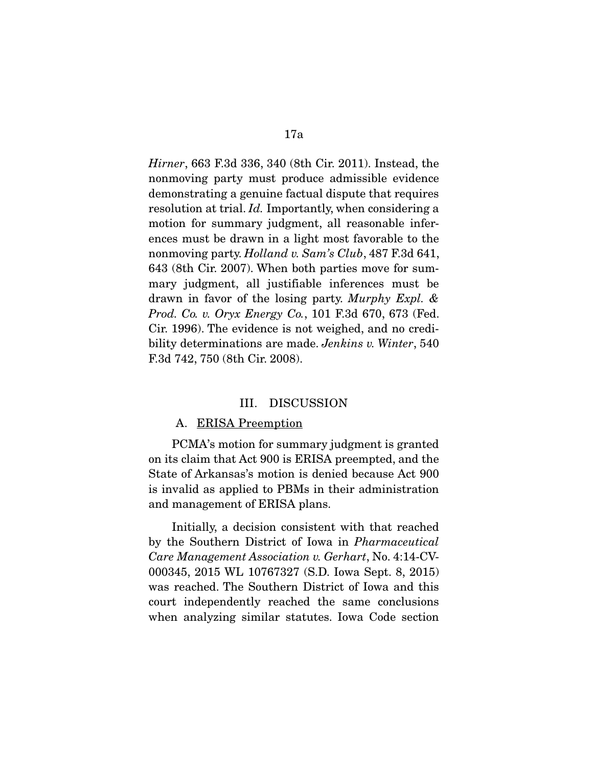*Hirner*, 663 F.3d 336, 340 (8th Cir. 2011). Instead, the nonmoving party must produce admissible evidence demonstrating a genuine factual dispute that requires resolution at trial. *Id.* Importantly, when considering a motion for summary judgment, all reasonable inferences must be drawn in a light most favorable to the nonmoving party. *Holland v. Sam's Club*, 487 F.3d 641, 643 (8th Cir. 2007). When both parties move for summary judgment, all justifiable inferences must be drawn in favor of the losing party. *Murphy Expl. & Prod. Co. v. Oryx Energy Co.*, 101 F.3d 670, 673 (Fed. Cir. 1996). The evidence is not weighed, and no credibility determinations are made. *Jenkins v. Winter*, 540 F.3d 742, 750 (8th Cir. 2008).

## III. DISCUSSION

### A. ERISA Preemption

PCMA's motion for summary judgment is granted on its claim that Act 900 is ERISA preempted, and the State of Arkansas's motion is denied because Act 900 is invalid as applied to PBMs in their administration and management of ERISA plans.

Initially, a decision consistent with that reached by the Southern District of Iowa in *Pharmaceutical Care Management Association v. Gerhart*, No. 4:14-CV-000345, 2015 WL 10767327 (S.D. Iowa Sept. 8, 2015) was reached. The Southern District of Iowa and this court independently reached the same conclusions when analyzing similar statutes. Iowa Code section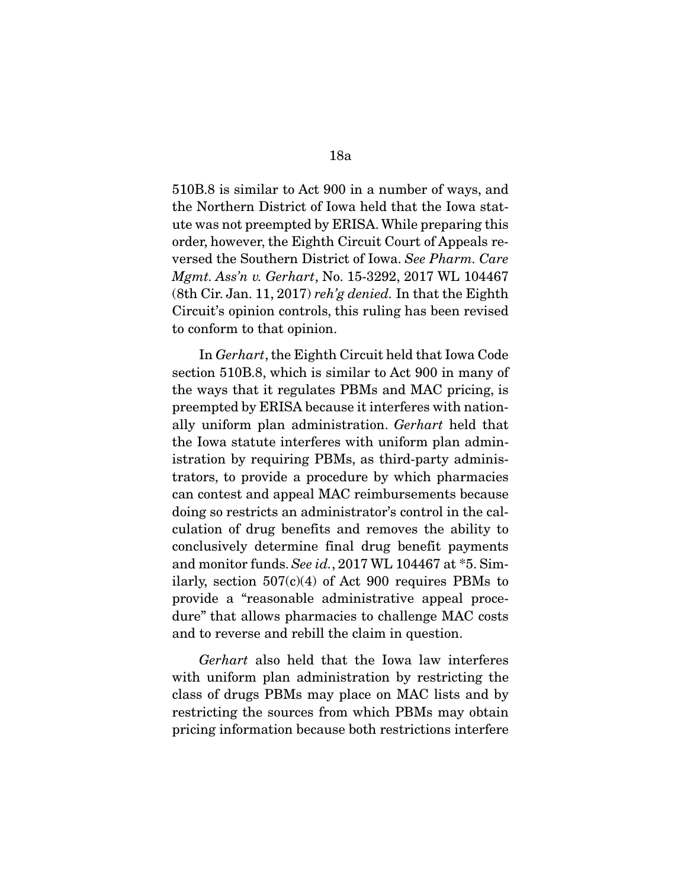510B.8 is similar to Act 900 in a number of ways, and the Northern District of Iowa held that the Iowa statute was not preempted by ERISA. While preparing this order, however, the Eighth Circuit Court of Appeals reversed the Southern District of Iowa. *See Pharm. Care Mgmt. Ass'n v. Gerhart*, No. 15-3292, 2017 WL 104467 (8th Cir. Jan. 11, 2017) *reh'g denied.* In that the Eighth Circuit's opinion controls, this ruling has been revised to conform to that opinion.

In *Gerhart*, the Eighth Circuit held that Iowa Code section 510B.8, which is similar to Act 900 in many of the ways that it regulates PBMs and MAC pricing, is preempted by ERISA because it interferes with nationally uniform plan administration. *Gerhart* held that the Iowa statute interferes with uniform plan administration by requiring PBMs, as third-party administrators, to provide a procedure by which pharmacies can contest and appeal MAC reimbursements because doing so restricts an administrator's control in the calculation of drug benefits and removes the ability to conclusively determine final drug benefit payments and monitor funds. *See id.*, 2017 WL 104467 at *5. Similarly, section 507(c)(4) of Act 900 requires PBMs to provide a "reasonable administrative appeal procedure" that allows pharmacies to challenge MAC costs and to reverse and rebill the claim in question.

*Gerhart* also held that the Iowa law interferes with uniform plan administration by restricting the class of drugs PBMs may place on MAC lists and by restricting the sources from which PBMs may obtain pricing information because both restrictions interfere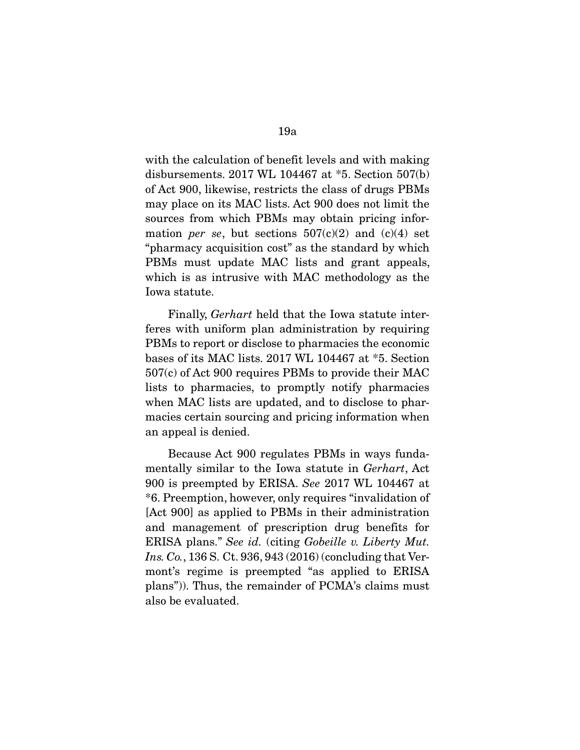with the calculation of benefit levels and with making disbursements. 2017 WL 104467 at *5. Section 507(b) of Act 900, likewise, restricts the class of drugs PBMs may place on its MAC lists. Act 900 does not limit the sources from which PBMs may obtain pricing information *per se*, but sections 507(c)(2) and (c)(4) set "pharmacy acquisition cost" as the standard by which PBMs must update MAC lists and grant appeals, which is as intrusive with MAC methodology as the Iowa statute.

Finally, *Gerhart* held that the Iowa statute interferes with uniform plan administration by requiring PBMs to report or disclose to pharmacies the economic bases of its MAC lists. 2017 WL 104467 at *5. Section 507(c) of Act 900 requires PBMs to provide their MAC lists to pharmacies, to promptly notify pharmacies when MAC lists are updated, and to disclose to pharmacies certain sourcing and pricing information when an appeal is denied.

Because Act 900 regulates PBMs in ways fundamentally similar to the Iowa statute in *Gerhart*, Act 900 is preempted by ERISA. *See* 2017 WL 104467 at *6. Preemption, however, only requires "invalidation of [Act 900] as applied to PBMs in their administration and management of prescription drug benefits for ERISA plans." *See id.* (citing *Gobeille v. Liberty Mut. Ins. Co.*, 136 S. Ct. 936, 943 (2016) (concluding that Vermont's regime is preempted "as applied to ERISA plans")). Thus, the remainder of PCMA's claims must also be evaluated.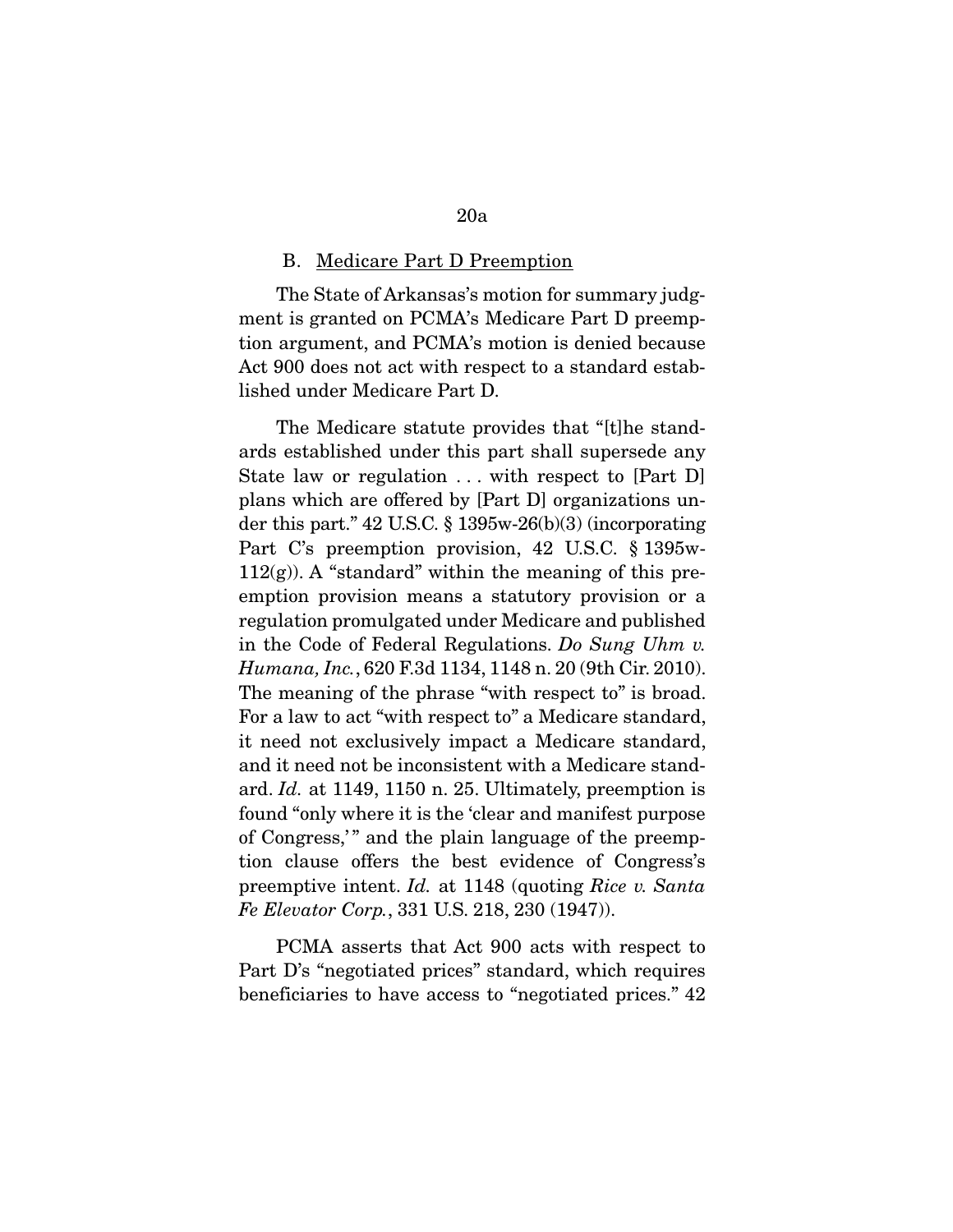### B. Medicare Part D Preemption

The State of Arkansas's motion for summary judgment is granted on PCMA's Medicare Part D preemption argument, and PCMA's motion is denied because Act 900 does not act with respect to a standard established under Medicare Part D.

The Medicare statute provides that "[t]he standards established under this part shall supersede any State law or regulation . . . with respect to [Part D] plans which are offered by [Part D] organizations under this part." 42 U.S.C. § 1395w-26(b)(3) (incorporating Part C's preemption provision, 42 U.S.C. § 1395w-112(g)). A "standard" within the meaning of this preemption provision means a statutory provision or a regulation promulgated under Medicare and published in the Code of Federal Regulations. *Do Sung Uhm v. Humana, Inc.*, 620 F.3d 1134, 1148 n. 20 (9th Cir. 2010). The meaning of the phrase "with respect to" is broad. For a law to act "with respect to" a Medicare standard, it need not exclusively impact a Medicare standard, and it need not be inconsistent with a Medicare standard. *Id.* at 1149, 1150 n. 25. Ultimately, preemption is found "only where it is the 'clear and manifest purpose of Congress,'" and the plain language of the preemption clause offers the best evidence of Congress's preemptive intent. *Id.* at 1148 (quoting *Rice v. Santa Fe Elevator Corp.*, 331 U.S. 218, 230 (1947)).

PCMA asserts that Act 900 acts with respect to Part D's "negotiated prices" standard, which requires beneficiaries to have access to "negotiated prices." 42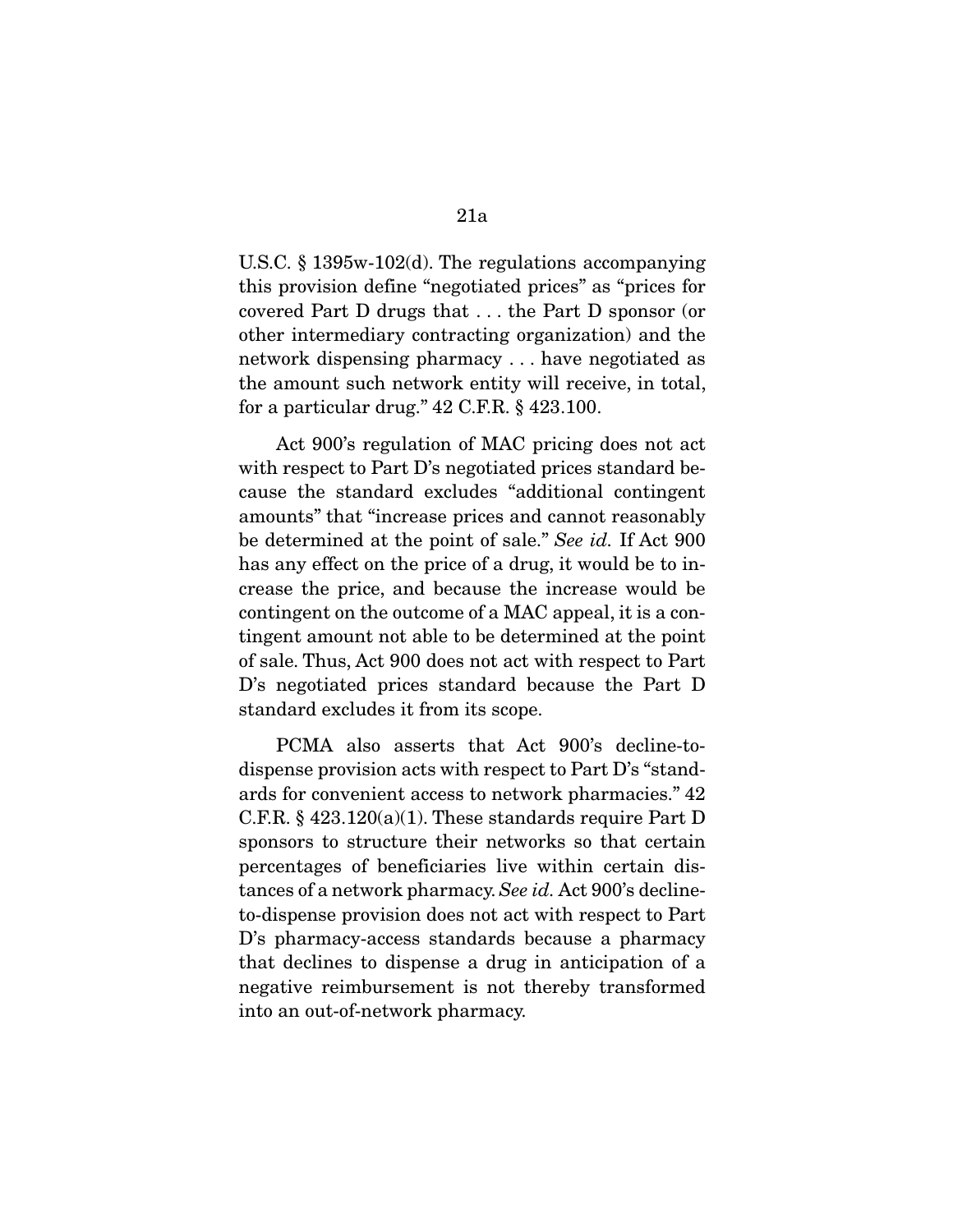U.S.C. § 1395w-102(d). The regulations accompanying this provision define "negotiated prices" as "prices for covered Part D drugs that . . . the Part D sponsor (or other intermediary contracting organization) and the network dispensing pharmacy . . . have negotiated as the amount such network entity will receive, in total, for a particular drug." 42 C.F.R. § 423.100.

Act 900's regulation of MAC pricing does not act with respect to Part D's negotiated prices standard because the standard excludes "additional contingent amounts" that "increase prices and cannot reasonably be determined at the point of sale." *See id.* If Act 900 has any effect on the price of a drug, it would be to increase the price, and because the increase would be contingent on the outcome of a MAC appeal, it is a contingent amount not able to be determined at the point of sale. Thus, Act 900 does not act with respect to Part D's negotiated prices standard because the Part D standard excludes it from its scope.

PCMA also asserts that Act 900's decline-to-dispense provision acts with respect to Part D's "standards for convenient access to network pharmacies." 42 C.F.R. § 423.120(a)(1). These standards require Part D sponsors to structure their networks so that certain percentages of beneficiaries live within certain distances of a network pharmacy. *See id.* Act 900's decline-to-dispense provision does not act with respect to Part D's pharmacy-access standards because a pharmacy that declines to dispense a drug in anticipation of a negative reimbursement is not thereby transformed into an out-of-network pharmacy.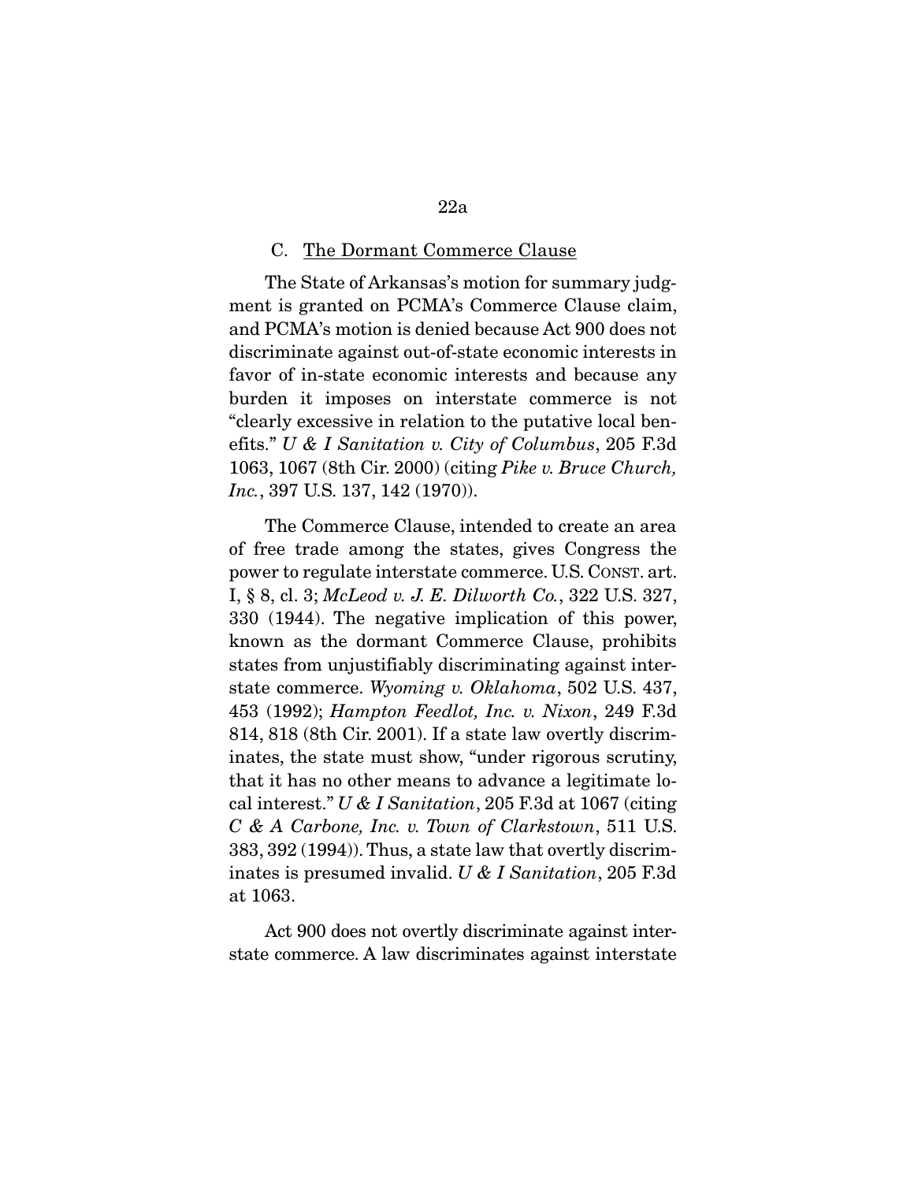### C. <u>The Dormant Commerce Clause</u>

The State of Arkansas's motion for summary judgment is granted on PCMA's Commerce Clause claim, and PCMA's motion is denied because Act 900 does not discriminate against out-of-state economic interests in favor of in-state economic interests and because any burden it imposes on interstate commerce is not "clearly excessive in relation to the putative local benefits." *U & I Sanitation v. City of Columbus*, 205 F.3d 1063, 1067 (8th Cir. 2000) (citing *Pike v. Bruce Church, Inc.*, 397 U.S. 137, 142 (1970)).

The Commerce Clause, intended to create an area of free trade among the states, gives Congress the power to regulate interstate commerce. U.S. CONST. art. I, § 8, cl. 3; *McLeod v. J. E. Dilworth Co.*, 322 U.S. 327, 330 (1944). The negative implication of this power, known as the dormant Commerce Clause, prohibits states from unjustifiably discriminating against interstate commerce. *Wyoming v. Oklahoma*, 502 U.S. 437, 453 (1992); *Hampton Feedlot, Inc. v. Nixon*, 249 F.3d 814, 818 (8th Cir. 2001). If a state law overtly discriminates, the state must show, "under rigorous scrutiny, that it has no other means to advance a legitimate local interest." *U & I Sanitation*, 205 F.3d at 1067 (citing *C & A Carbone, Inc. v. Town of Clarkstown*, 511 U.S. 383, 392 (1994)). Thus, a state law that overtly discriminates is presumed invalid. *U & I Sanitation*, 205 F.3d at 1063.

Act 900 does not overtly discriminate against interstate commerce. A law discriminates against interstate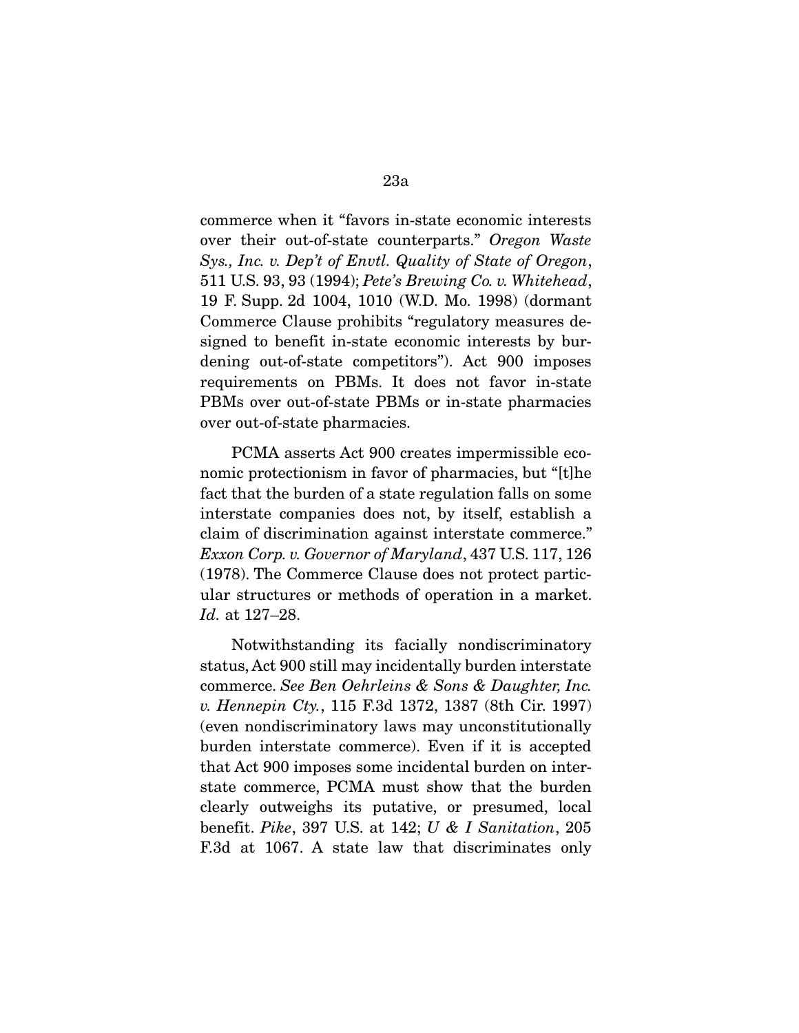commerce when it "favors in-state economic interests over their out-of-state counterparts." *Oregon Waste Sys., Inc. v. Dep't of Envtl. Quality of State of Oregon*, 511 U.S. 93, 93 (1994); *Pete's Brewing Co. v. Whitehead*, 19 F. Supp. 2d 1004, 1010 (W.D. Mo. 1998) (dormant Commerce Clause prohibits "regulatory measures designed to benefit in-state economic interests by burdening out-of-state competitors"). Act 900 imposes requirements on PBMs. It does not favor in-state PBMs over out-of-state PBMs or in-state pharmacies over out-of-state pharmacies.

PCMA asserts Act 900 creates impermissible economic protectionism in favor of pharmacies, but "[t]he fact that the burden of a state regulation falls on some interstate companies does not, by itself, establish a claim of discrimination against interstate commerce." *Exxon Corp. v. Governor of Maryland*, 437 U.S. 117, 126 (1978). The Commerce Clause does not protect particular structures or methods of operation in a market. *Id.* at 127–28.

Notwithstanding its facially nondiscriminatory status, Act 900 still may incidentally burden interstate commerce. *See Ben Oehrleins & Sons & Daughter, Inc. v. Hennepin Cty.*, 115 F.3d 1372, 1387 (8th Cir. 1997) (even nondiscriminatory laws may unconstitutionally burden interstate commerce). Even if it is accepted that Act 900 imposes some incidental burden on interstate commerce, PCMA must show that the burden clearly outweighs its putative, or presumed, local benefit. *Pike*, 397 U.S. at 142; *U & I Sanitation*, 205 F.3d at 1067. A state law that discriminates only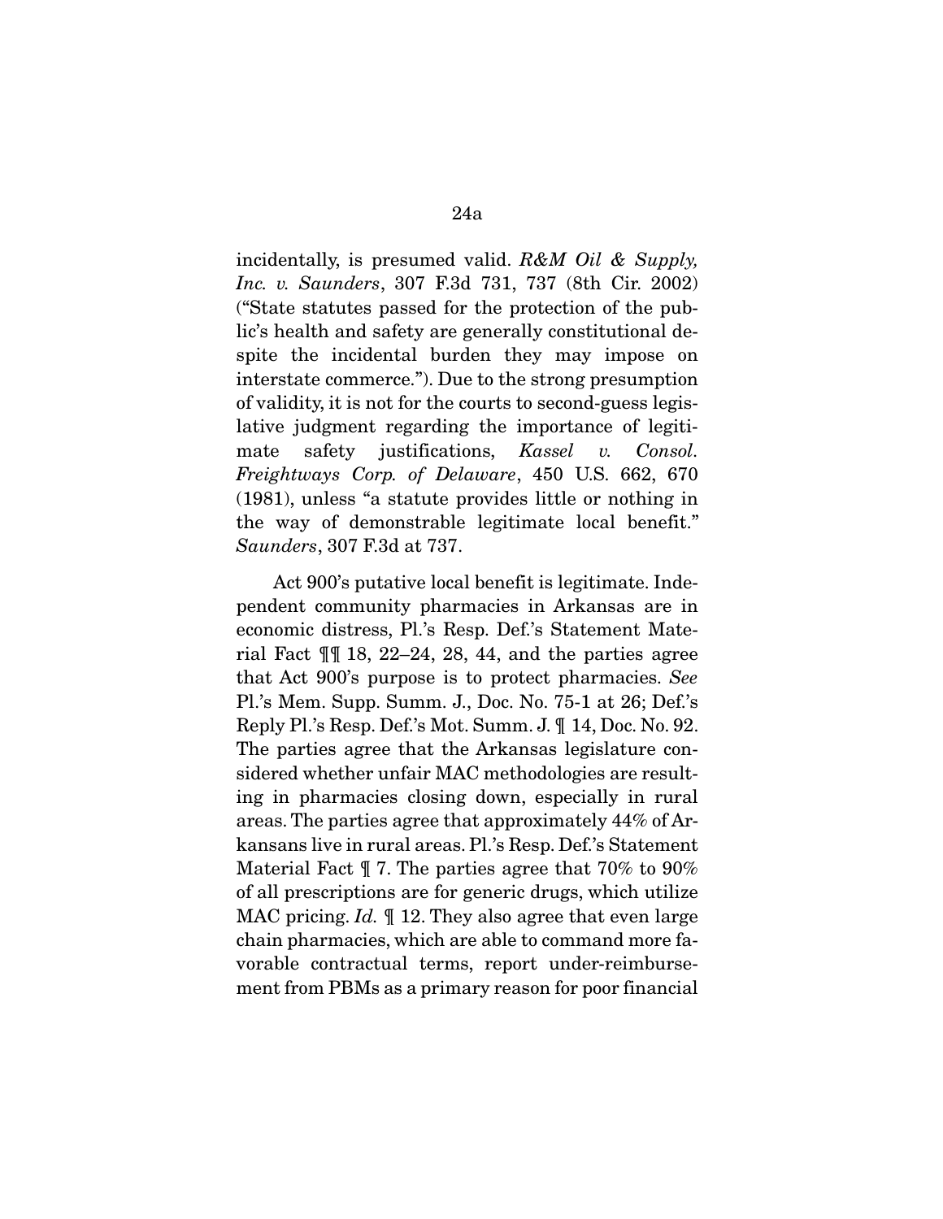incidentally, is presumed valid. *R&M Oil & Supply, Inc. v. Saunders*, 307 F.3d 731, 737 (8th Cir. 2002) ("State statutes passed for the protection of the public's health and safety are generally constitutional despite the incidental burden they may impose on interstate commerce."). Due to the strong presumption of validity, it is not for the courts to second-guess legislative judgment regarding the importance of legitimate safety justifications, *Kassel v. Consol. Freightways Corp. of Delaware*, 450 U.S. 662, 670 (1981), unless "a statute provides little or nothing in the way of demonstrable legitimate local benefit." *Saunders*, 307 F.3d at 737.

Act 900's putative local benefit is legitimate. Independent community pharmacies in Arkansas are in economic distress, Pl.'s Resp. Def.'s Statement Material Fact ¶¶ 18, 22–24, 28, 44, and the parties agree that Act 900's purpose is to protect pharmacies. *See* Pl.'s Mem. Supp. Summ. J., Doc. No. 75-1 at 26; Def.'s Reply Pl.'s Resp. Def.'s Mot. Summ. J. ¶ 14, Doc. No. 92. The parties agree that the Arkansas legislature considered whether unfair MAC methodologies are resulting in pharmacies closing down, especially in rural areas. The parties agree that approximately 44% of Arkansans live in rural areas. Pl.'s Resp. Def.'s Statement Material Fact ¶ 7. The parties agree that 70% to 90% of all prescriptions are for generic drugs, which utilize MAC pricing. *Id.* ¶ 12. They also agree that even large chain pharmacies, which are able to command more favorable contractual terms, report under-reimbursement from PBMs as a primary reason for poor financial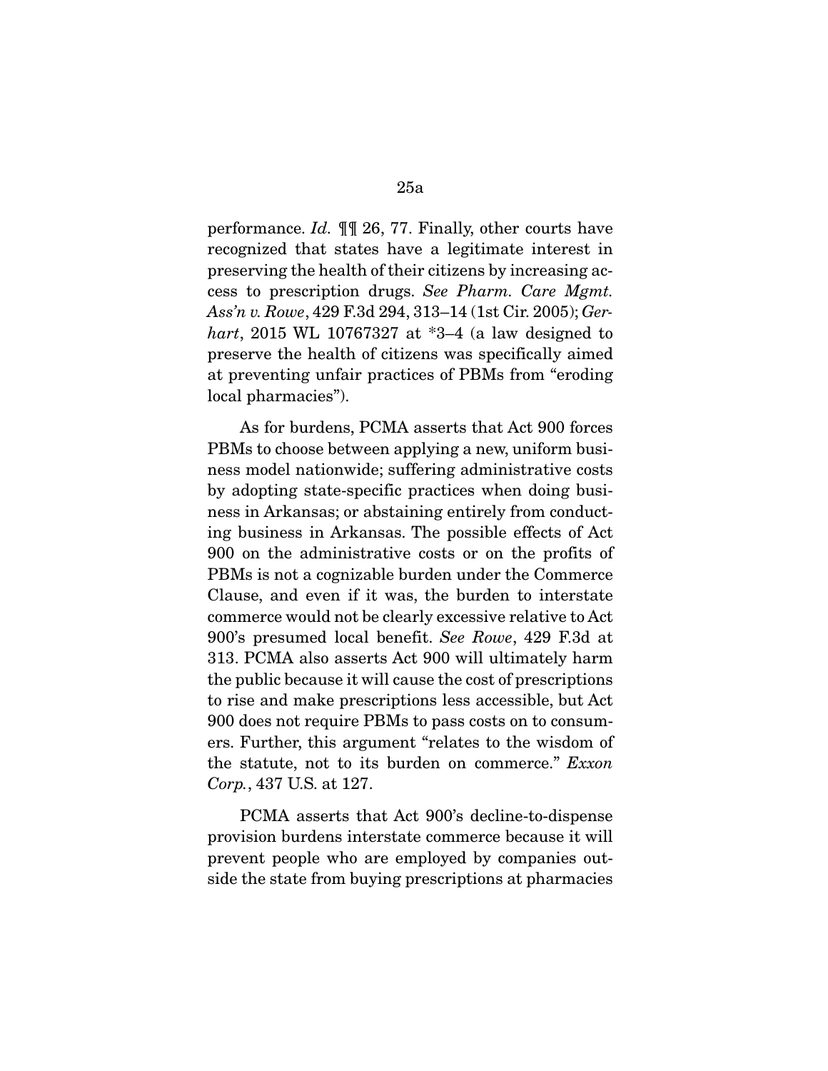performance. *Id.* ¶¶ 26, 77. Finally, other courts have recognized that states have a legitimate interest in preserving the health of their citizens by increasing access to prescription drugs. *See Pharm. Care Mgmt. Ass'n v. Rowe*, 429 F.3d 294, 313–14 (1st Cir. 2005); *Gerhart*, 2015 WL 10767327 at *3–4 (a law designed to preserve the health of citizens was specifically aimed at preventing unfair practices of PBMs from "eroding local pharmacies").

As for burdens, PCMA asserts that Act 900 forces PBMs to choose between applying a new, uniform business model nationwide; suffering administrative costs by adopting state-specific practices when doing business in Arkansas; or abstaining entirely from conducting business in Arkansas. The possible effects of Act 900 on the administrative costs or on the profits of PBMs is not a cognizable burden under the Commerce Clause, and even if it was, the burden to interstate commerce would not be clearly excessive relative to Act 900's presumed local benefit. *See Rowe*, 429 F.3d at 313. PCMA also asserts Act 900 will ultimately harm the public because it will cause the cost of prescriptions to rise and make prescriptions less accessible, but Act 900 does not require PBMs to pass costs on to consumers. Further, this argument "relates to the wisdom of the statute, not to its burden on commerce." *Exxon Corp.*, 437 U.S. at 127.

PCMA asserts that Act 900's decline-to-dispense provision burdens interstate commerce because it will prevent people who are employed by companies outside the state from buying prescriptions at pharmacies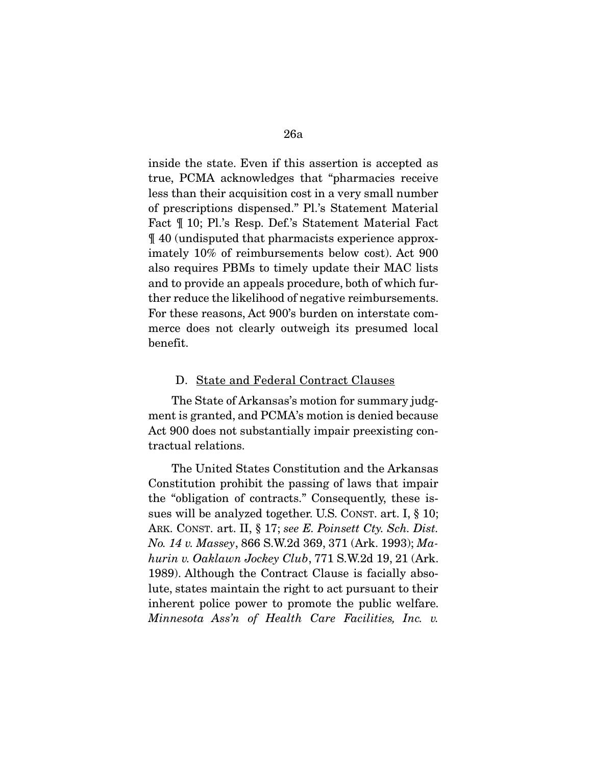inside the state. Even if this assertion is accepted as true, PCMA acknowledges that "pharmacies receive less than their acquisition cost in a very small number of prescriptions dispensed." Pl.'s Statement Material Fact ¶ 10; Pl.'s Resp. Def.'s Statement Material Fact ¶ 40 (undisputed that pharmacists experience approximately 10% of reimbursements below cost). Act 900 also requires PBMs to timely update their MAC lists and to provide an appeals procedure, both of which further reduce the likelihood of negative reimbursements. For these reasons, Act 900's burden on interstate commerce does not clearly outweigh its presumed local benefit.

D. State and Federal Contract Clauses

The State of Arkansas's motion for summary judgment is granted, and PCMA's motion is denied because Act 900 does not substantially impair preexisting contractual relations.

The United States Constitution and the Arkansas Constitution prohibit the passing of laws that impair the "obligation of contracts." Consequently, these issues will be analyzed together. U.S. CONST. art. I, § 10; ARK. CONST. art. II, § 17; *see E. Poinsett Cty. Sch. Dist. No. 14 v. Massey*, 866 S.W.2d 369, 371 (Ark. 1993); *Mahurin v. Oaklawn Jockey Club*, 771 S.W.2d 19, 21 (Ark. 1989). Although the Contract Clause is facially absolute, states maintain the right to act pursuant to their inherent police power to promote the public welfare. *Minnesota Ass'n of Health Care Facilities, Inc. v.*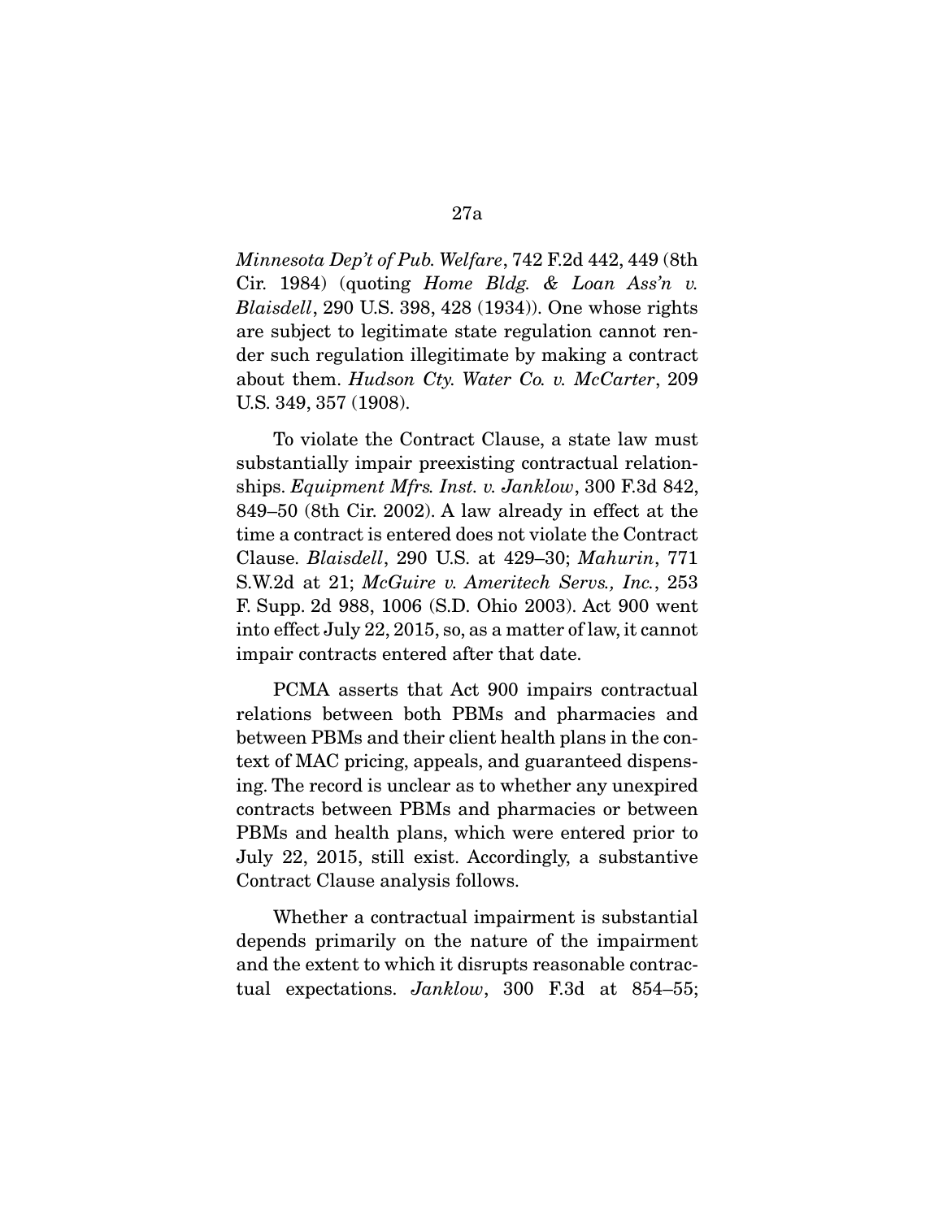*Minnesota Dep't of Pub. Welfare*, 742 F.2d 442, 449 (8th Cir. 1984) (quoting *Home Bldg. & Loan Ass'n v. Blaisdell*, 290 U.S. 398, 428 (1934)). One whose rights are subject to legitimate state regulation cannot render such regulation illegitimate by making a contract about them. *Hudson Cty. Water Co. v. McCarter*, 209 U.S. 349, 357 (1908).

To violate the Contract Clause, a state law must substantially impair preexisting contractual relationships. *Equipment Mfrs. Inst. v. Janklow*, 300 F.3d 842, 849–50 (8th Cir. 2002). A law already in effect at the time a contract is entered does not violate the Contract Clause. *Blaisdell*, 290 U.S. at 429–30; *Mahurin*, 771 S.W.2d at 21; *McGuire v. Ameritech Servs., Inc.*, 253 F. Supp. 2d 988, 1006 (S.D. Ohio 2003). Act 900 went into effect July 22, 2015, so, as a matter of law, it cannot impair contracts entered after that date.

PCMA asserts that Act 900 impairs contractual relations between both PBMs and pharmacies and between PBMs and their client health plans in the context of MAC pricing, appeals, and guaranteed dispensing. The record is unclear as to whether any unexpired contracts between PBMs and pharmacies or between PBMs and health plans, which were entered prior to July 22, 2015, still exist. Accordingly, a substantive Contract Clause analysis follows.

Whether a contractual impairment is substantial depends primarily on the nature of the impairment and the extent to which it disrupts reasonable contractual expectations. *Janklow*, 300 F.3d at 854–55;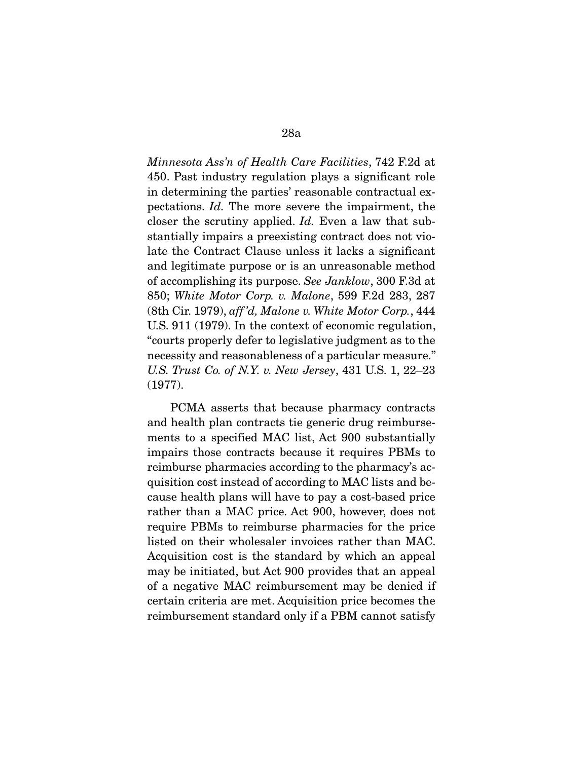*Minnesota Ass'n of Health Care Facilities*, 742 F.2d at 450. Past industry regulation plays a significant role in determining the parties' reasonable contractual expectations. *Id.* The more severe the impairment, the closer the scrutiny applied. *Id.* Even a law that substantially impairs a preexisting contract does not violate the Contract Clause unless it lacks a significant and legitimate purpose or is an unreasonable method of accomplishing its purpose. *See Janklow*, 300 F.3d at 850; *White Motor Corp. v. Malone*, 599 F.2d 283, 287 (8th Cir. 1979), *aff'd, Malone v. White Motor Corp.*, 444 U.S. 911 (1979). In the context of economic regulation, "courts properly defer to legislative judgment as to the necessity and reasonableness of a particular measure." *U.S. Trust Co. of N.Y. v. New Jersey*, 431 U.S. 1, 22–23 (1977).

PCMA asserts that because pharmacy contracts and health plan contracts tie generic drug reimbursements to a specified MAC list, Act 900 substantially impairs those contracts because it requires PBMs to reimburse pharmacies according to the pharmacy's acquisition cost instead of according to MAC lists and because health plans will have to pay a cost-based price rather than a MAC price. Act 900, however, does not require PBMs to reimburse pharmacies for the price listed on their wholesaler invoices rather than MAC. Acquisition cost is the standard by which an appeal may be initiated, but Act 900 provides that an appeal of a negative MAC reimbursement may be denied if certain criteria are met. Acquisition price becomes the reimbursement standard only if a PBM cannot satisfy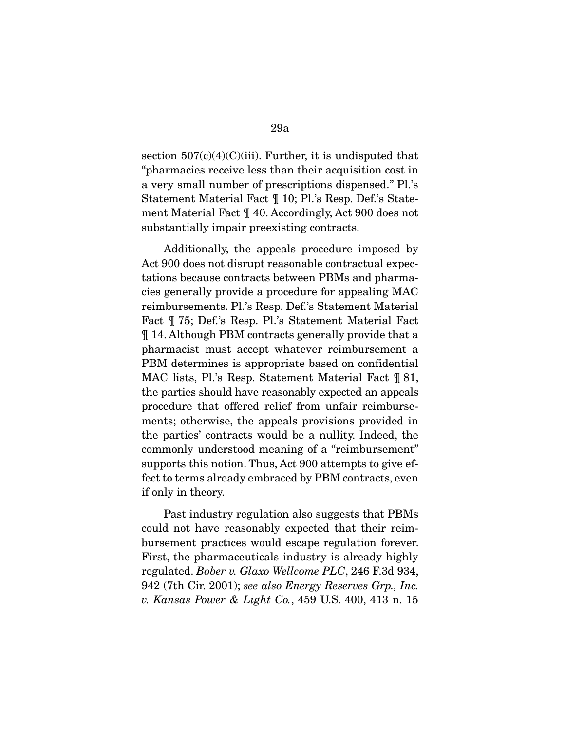section 507(c)(4)(C)(iii). Further, it is undisputed that "pharmacies receive less than their acquisition cost in a very small number of prescriptions dispensed." Pl.'s Statement Material Fact ¶ 10; Pl.'s Resp. Def.'s Statement Material Fact ¶ 40. Accordingly, Act 900 does not substantially impair preexisting contracts.

Additionally, the appeals procedure imposed by Act 900 does not disrupt reasonable contractual expectations because contracts between PBMs and pharmacies generally provide a procedure for appealing MAC reimbursements. Pl.'s Resp. Def.'s Statement Material Fact ¶ 75; Def.'s Resp. Pl.'s Statement Material Fact ¶ 14. Although PBM contracts generally provide that a pharmacist must accept whatever reimbursement a PBM determines is appropriate based on confidential MAC lists, Pl.'s Resp. Statement Material Fact ¶ 81, the parties should have reasonably expected an appeals procedure that offered relief from unfair reimbursements; otherwise, the appeals provisions provided in the parties' contracts would be a nullity. Indeed, the commonly understood meaning of a "reimbursement" supports this notion. Thus, Act 900 attempts to give effect to terms already embraced by PBM contracts, even if only in theory.

Past industry regulation also suggests that PBMs could not have reasonably expected that their reimbursement practices would escape regulation forever. First, the pharmaceuticals industry is already highly regulated. *Bober v. Glaxo Wellcome PLC*, 246 F.3d 934, 942 (7th Cir. 2001); *see also Energy Reserves Grp., Inc. v. Kansas Power & Light Co.*, 459 U.S. 400, 413 n. 15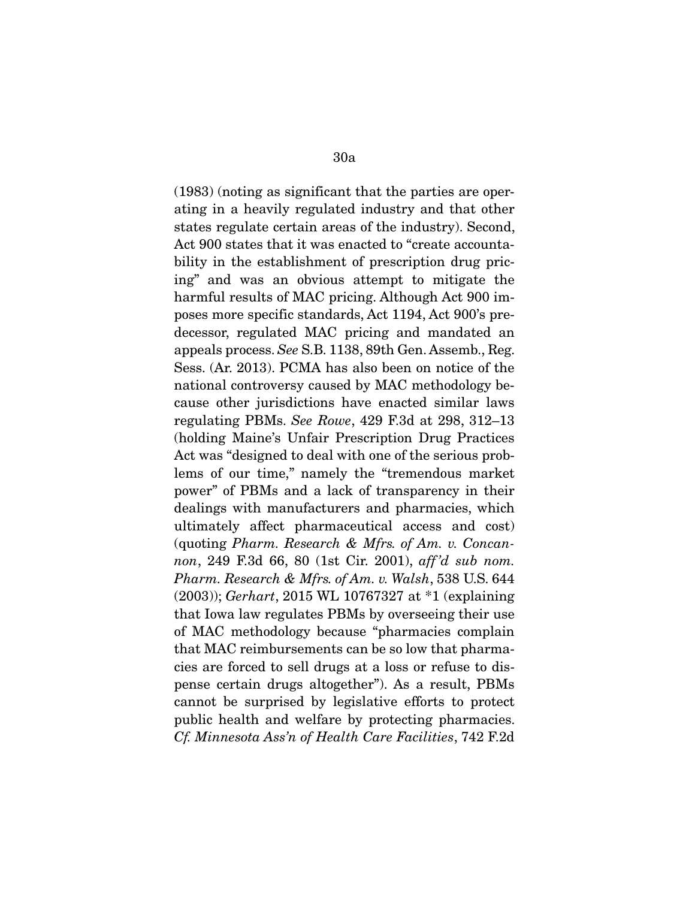(1983) (noting as significant that the parties are operating in a heavily regulated industry and that other states regulate certain areas of the industry). Second, Act 900 states that it was enacted to "create accountability in the establishment of prescription drug pricing" and was an obvious attempt to mitigate the harmful results of MAC pricing. Although Act 900 imposes more specific standards, Act 1194, Act 900's predecessor, regulated MAC pricing and mandated an appeals process. *See* S.B. 1138, 89th Gen. Assemb., Reg. Sess. (Ar. 2013). PCMA has also been on notice of the national controversy caused by MAC methodology because other jurisdictions have enacted similar laws regulating PBMs. *See Rowe*, 429 F.3d at 298, 312–13 (holding Maine's Unfair Prescription Drug Practices Act was "designed to deal with one of the serious problems of our time," namely the "tremendous market power" of PBMs and a lack of transparency in their dealings with manufacturers and pharmacies, which ultimately affect pharmaceutical access and cost) (quoting *Pharm. Research & Mfrs. of Am. v. Concannon*, 249 F.3d 66, 80 (1st Cir. 2001), *aff'd sub nom. Pharm. Research & Mfrs. of Am. v. Walsh*, 538 U.S. 644 (2003)); *Gerhart*, 2015 WL 10767327 at *1 (explaining that Iowa law regulates PBMs by overseeing their use of MAC methodology because "pharmacies complain that MAC reimbursements can be so low that pharmacies are forced to sell drugs at a loss or refuse to dispense certain drugs altogether"). As a result, PBMs cannot be surprised by legislative efforts to protect public health and welfare by protecting pharmacies. *Cf. Minnesota Ass'n of Health Care Facilities*, 742 F.2d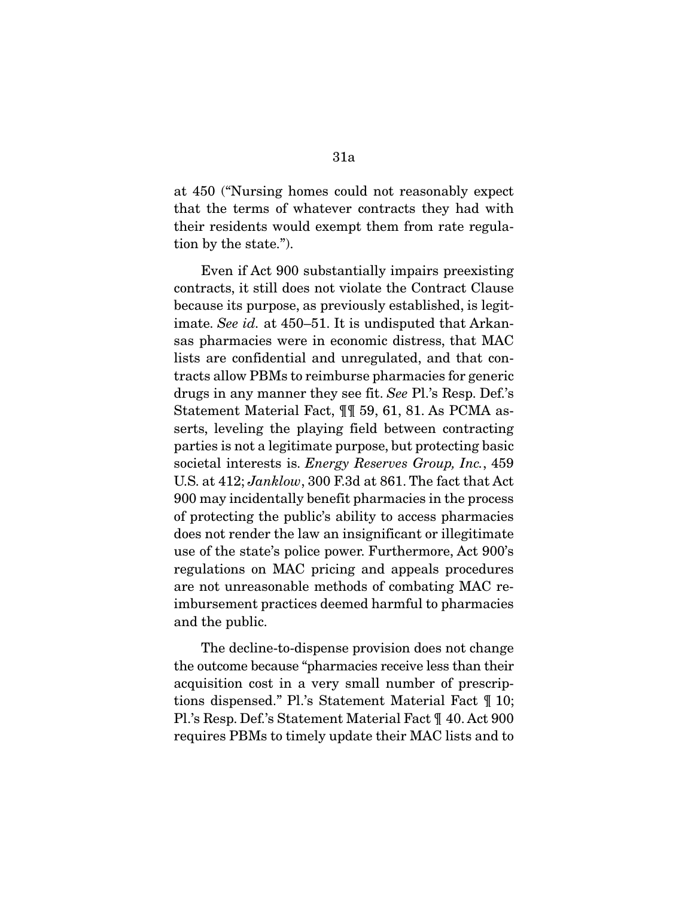at 450 ("Nursing homes could not reasonably expect that the terms of whatever contracts they had with their residents would exempt them from rate regulation by the state.").

Even if Act 900 substantially impairs preexisting contracts, it still does not violate the Contract Clause because its purpose, as previously established, is legitimate. *See id.* at 450–51. It is undisputed that Arkansas pharmacies were in economic distress, that MAC lists are confidential and unregulated, and that contracts allow PBMs to reimburse pharmacies for generic drugs in any manner they see fit. *See* Pl.'s Resp. Def.'s Statement Material Fact, ¶¶ 59, 61, 81. As PCMA asserts, leveling the playing field between contracting parties is not a legitimate purpose, but protecting basic societal interests is. *Energy Reserves Group, Inc.*, 459 U.S. at 412; *Janklow*, 300 F.3d at 861. The fact that Act 900 may incidentally benefit pharmacies in the process of protecting the public's ability to access pharmacies does not render the law an insignificant or illegitimate use of the state's police power. Furthermore, Act 900's regulations on MAC pricing and appeals procedures are not unreasonable methods of combating MAC reimbursement practices deemed harmful to pharmacies and the public.

The decline-to-dispense provision does not change the outcome because "pharmacies receive less than their acquisition cost in a very small number of prescriptions dispensed." Pl.'s Statement Material Fact ¶ 10; Pl.'s Resp. Def.'s Statement Material Fact ¶ 40. Act 900 requires PBMs to timely update their MAC lists and to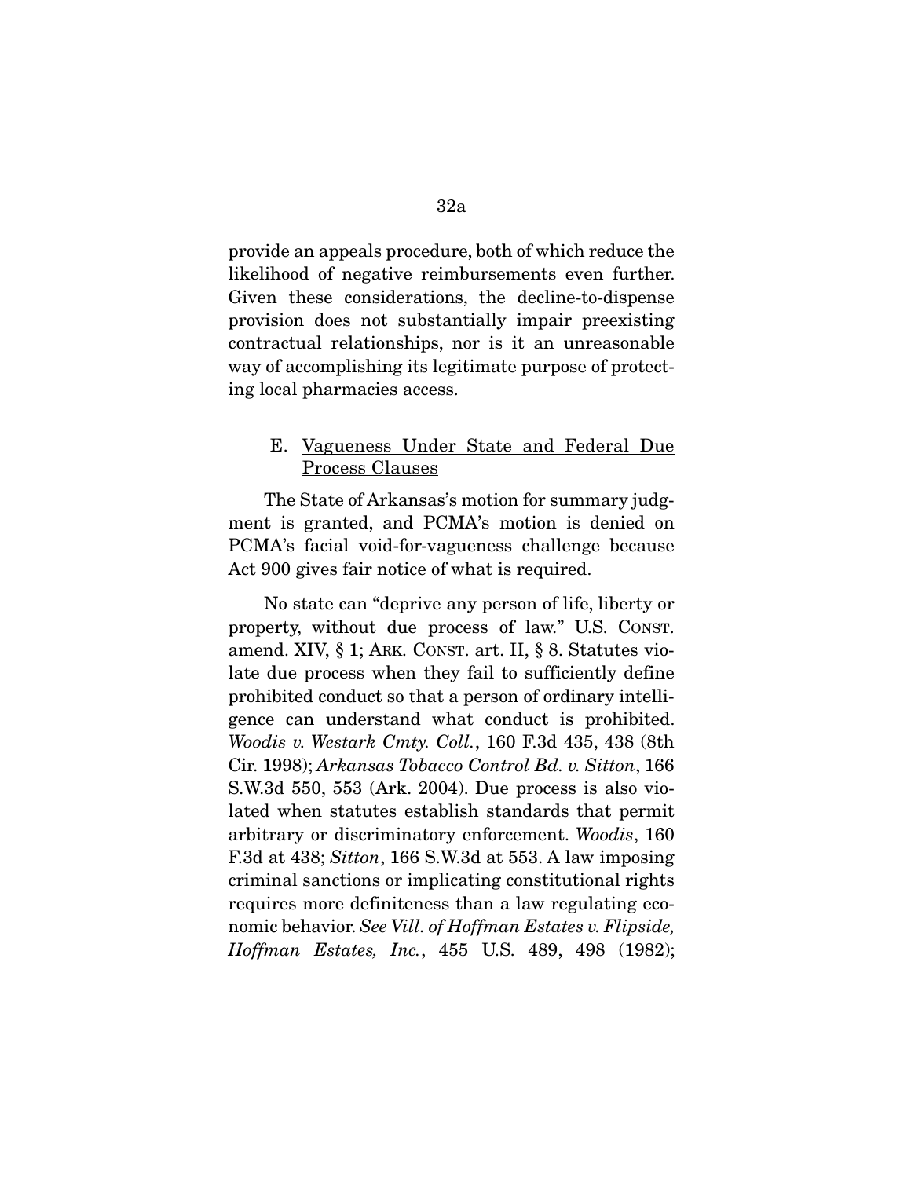provide an appeals procedure, both of which reduce the likelihood of negative reimbursements even further. Given these considerations, the decline-to-dispense provision does not substantially impair preexisting contractual relationships, nor is it an unreasonable way of accomplishing its legitimate purpose of protecting local pharmacies access.

### E. Vagueness Under State and Federal Due Process Clauses

The State of Arkansas's motion for summary judgment is granted, and PCMA's motion is denied on PCMA's facial void-for-vagueness challenge because Act 900 gives fair notice of what is required.

No state can "deprive any person of life, liberty or property, without due process of law." U.S. CONST. amend. XIV, § 1; ARK. CONST. art. II, § 8. Statutes violate due process when they fail to sufficiently define prohibited conduct so that a person of ordinary intelligence can understand what conduct is prohibited. *Woodis v. Westark Cmty. Coll.*, 160 F.3d 435, 438 (8th Cir. 1998); *Arkansas Tobacco Control Bd. v. Sitton*, 166 S.W.3d 550, 553 (Ark. 2004). Due process is also violated when statutes establish standards that permit arbitrary or discriminatory enforcement. *Woodis*, 160 F.3d at 438; *Sitton*, 166 S.W.3d at 553. A law imposing criminal sanctions or implicating constitutional rights requires more definiteness than a law regulating economic behavior. *See Vill. of Hoffman Estates v. Flipside, Hoffman Estates, Inc.*, 455 U.S. 489, 498 (1982);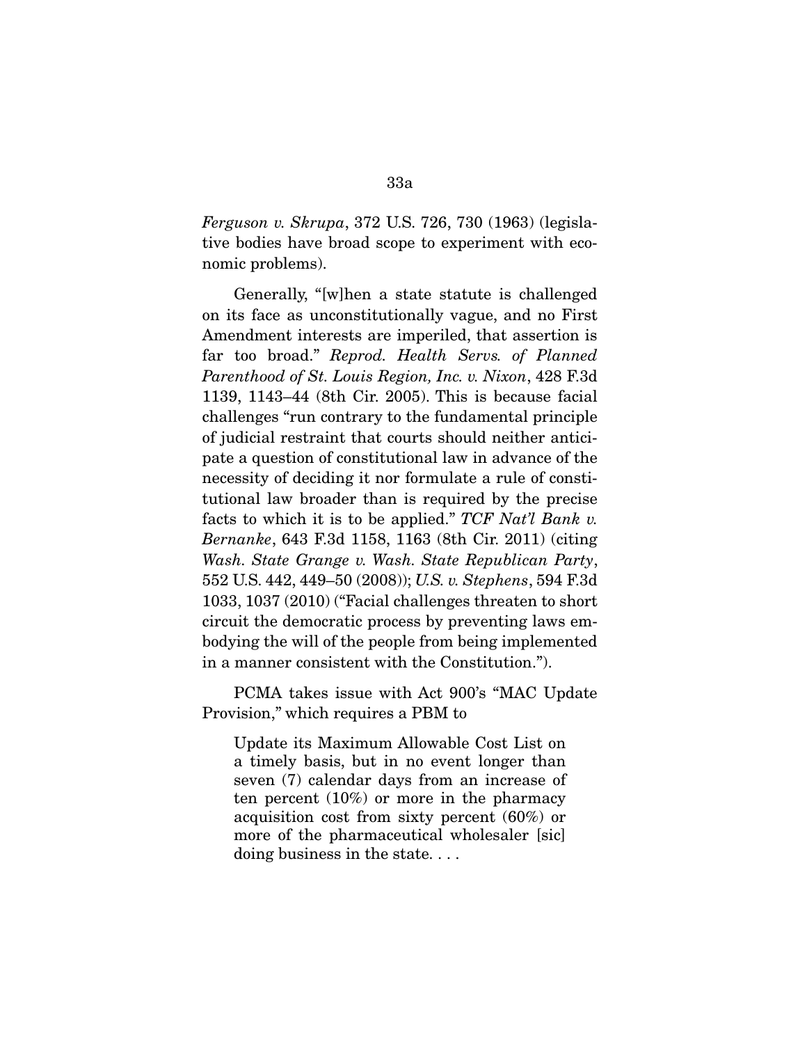*Ferguson v. Skrupa*, 372 U.S. 726, 730 (1963) (legislative bodies have broad scope to experiment with economic problems).

Generally, "[w]hen a state statute is challenged on its face as unconstitutionally vague, and no First Amendment interests are imperiled, that assertion is far too broad." *Reprod. Health Servs. of Planned Parenthood of St. Louis Region, Inc. v. Nixon*, 428 F.3d 1139, 1143–44 (8th Cir. 2005). This is because facial challenges "run contrary to the fundamental principle of judicial restraint that courts should neither anticipate a question of constitutional law in advance of the necessity of deciding it nor formulate a rule of constitutional law broader than is required by the precise facts to which it is to be applied." *TCF Nat'l Bank v. Bernanke*, 643 F.3d 1158, 1163 (8th Cir. 2011) (citing *Wash. State Grange v. Wash. State Republican Party*, 552 U.S. 442, 449–50 (2008)); *U.S. v. Stephens*, 594 F.3d 1033, 1037 (2010) ("Facial challenges threaten to short circuit the democratic process by preventing laws embodying the will of the people from being implemented in a manner consistent with the Constitution.").

PCMA takes issue with Act 900's "MAC Update Provision," which requires a PBM to

> Update its Maximum Allowable Cost List on a timely basis, but in no event longer than seven (7) calendar days from an increase of ten percent (10%) or more in the pharmacy acquisition cost from sixty percent (60%) or more of the pharmaceutical wholesaler [sic] doing business in the state. . . .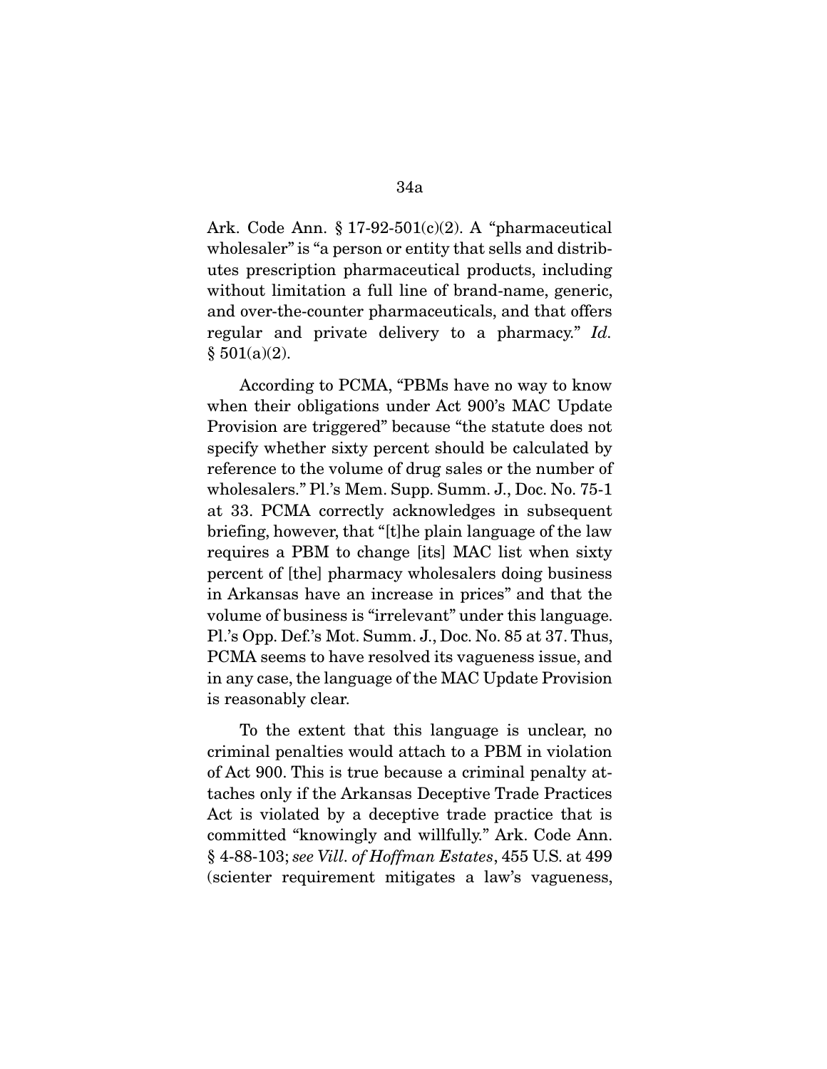Ark. Code Ann. § 17-92-501(c)(2). A "pharmaceutical wholesaler" is "a person or entity that sells and distributes prescription pharmaceutical products, including without limitation a full line of brand-name, generic, and over-the-counter pharmaceuticals, and that offers regular and private delivery to a pharmacy." *Id.* § 501(a)(2).

According to PCMA, "PBMs have no way to know when their obligations under Act 900's MAC Update Provision are triggered" because "the statute does not specify whether sixty percent should be calculated by reference to the volume of drug sales or the number of wholesalers." Pl.'s Mem. Supp. Summ. J., Doc. No. 75-1 at 33. PCMA correctly acknowledges in subsequent briefing, however, that "[t]he plain language of the law requires a PBM to change [its] MAC list when sixty percent of [the] pharmacy wholesalers doing business in Arkansas have an increase in prices" and that the volume of business is "irrelevant" under this language. Pl.'s Opp. Def.'s Mot. Summ. J., Doc. No. 85 at 37. Thus, PCMA seems to have resolved its vagueness issue, and in any case, the language of the MAC Update Provision is reasonably clear.

To the extent that this language is unclear, no criminal penalties would attach to a PBM in violation of Act 900. This is true because a criminal penalty attaches only if the Arkansas Deceptive Trade Practices Act is violated by a deceptive trade practice that is committed "knowingly and willfully." Ark. Code Ann. § 4-88-103; *see Vill. of Hoffman Estates*, 455 U.S. at 499 (scienter requirement mitigates a law's vagueness,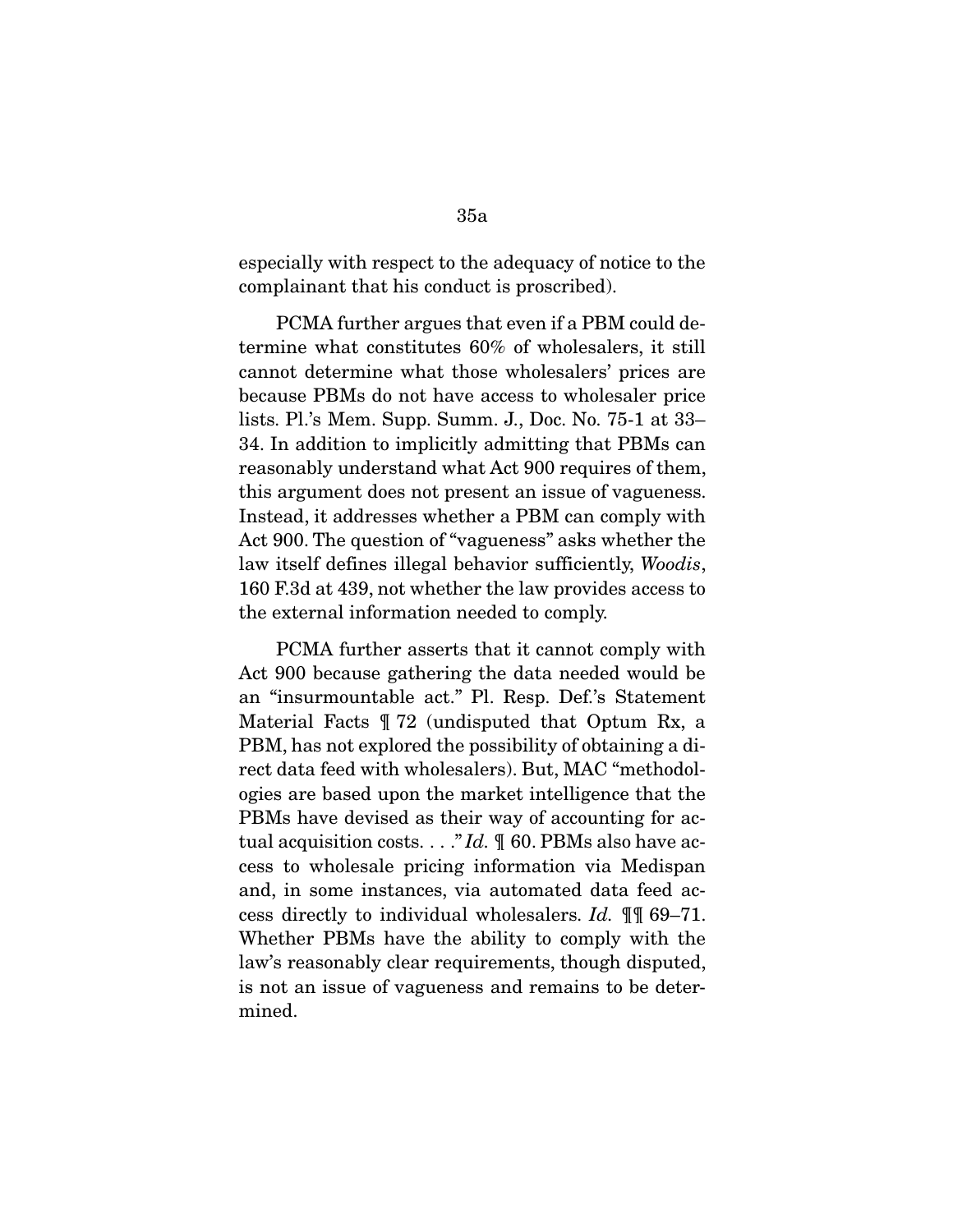especially with respect to the adequacy of notice to the complainant that his conduct is proscribed).

PCMA further argues that even if a PBM could determine what constitutes 60% of wholesalers, it still cannot determine what those wholesalers' prices are because PBMs do not have access to wholesaler price lists. Pl.'s Mem. Supp. Summ. J., Doc. No. 75-1 at 33–34. In addition to implicitly admitting that PBMs can reasonably understand what Act 900 requires of them, this argument does not present an issue of vagueness. Instead, it addresses whether a PBM can comply with Act 900. The question of "vagueness" asks whether the law itself defines illegal behavior sufficiently, *Woodis*, 160 F.3d at 439, not whether the law provides access to the external information needed to comply.

PCMA further asserts that it cannot comply with Act 900 because gathering the data needed would be an "insurmountable act." Pl. Resp. Def.'s Statement Material Facts ¶ 72 (undisputed that Optum Rx, a PBM, has not explored the possibility of obtaining a direct data feed with wholesalers). But, MAC "methodologies are based upon the market intelligence that the PBMs have devised as their way of accounting for actual acquisition costs. . . ." *Id.* ¶ 60. PBMs also have access to wholesale pricing information via Medispan and, in some instances, via automated data feed access directly to individual wholesalers. *Id.* ¶¶ 69–71. Whether PBMs have the ability to comply with the law's reasonably clear requirements, though disputed, is not an issue of vagueness and remains to be determined.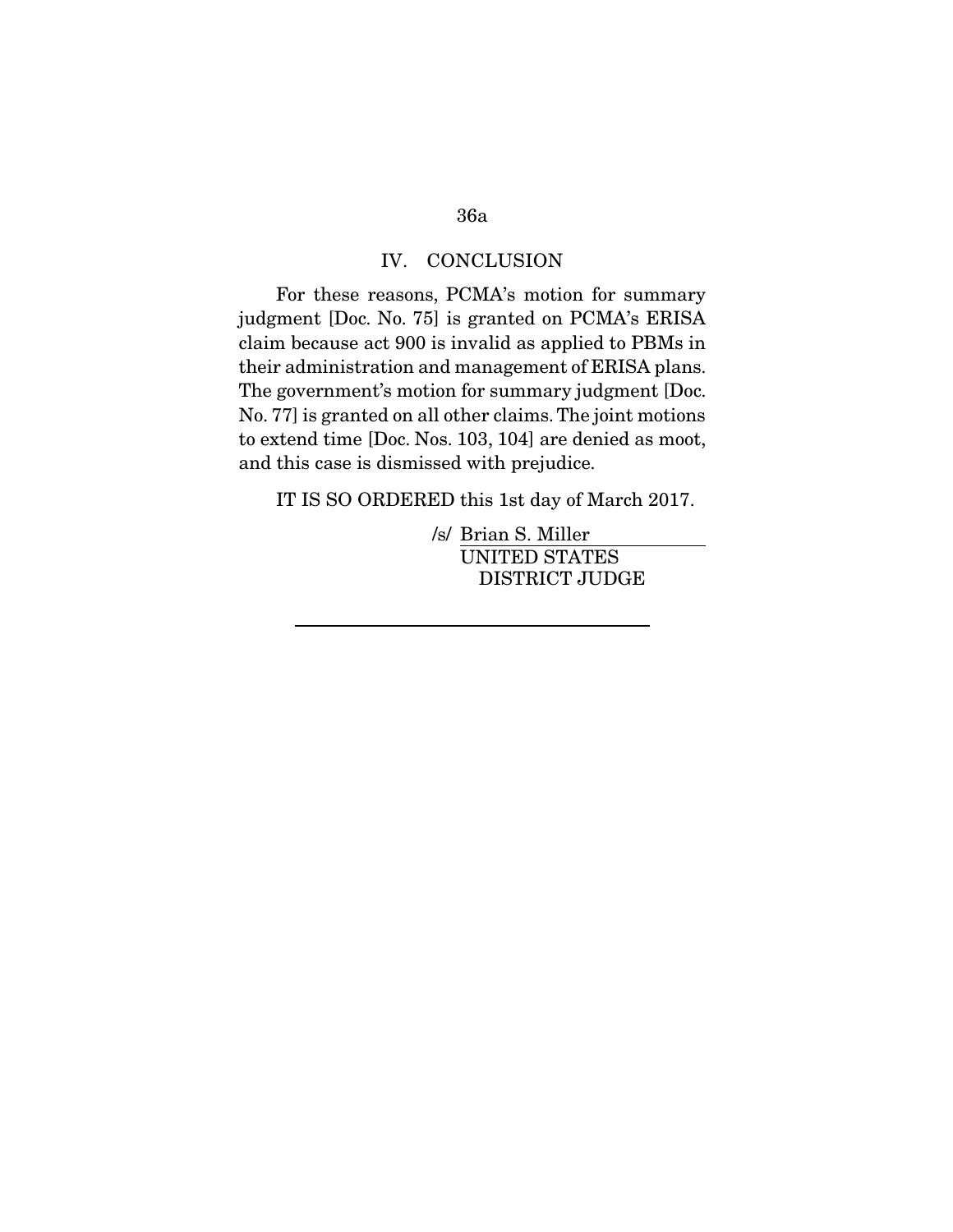## IV. CONCLUSION

For these reasons, PCMA's motion for summary judgment [Doc. No. 75] is granted on PCMA's ERISA claim because act 900 is invalid as applied to PBMs in their administration and management of ERISA plans. The government's motion for summary judgment [Doc. No. 77] is granted on all other claims. The joint motions to extend time [Doc. Nos. 103, 104] are denied as moot, and this case is dismissed with prejudice.

IT IS SO ORDERED this 1st day of March 2017.

/s/ Brian S. Miller
UNITED STATES
DISTRICT JUDGE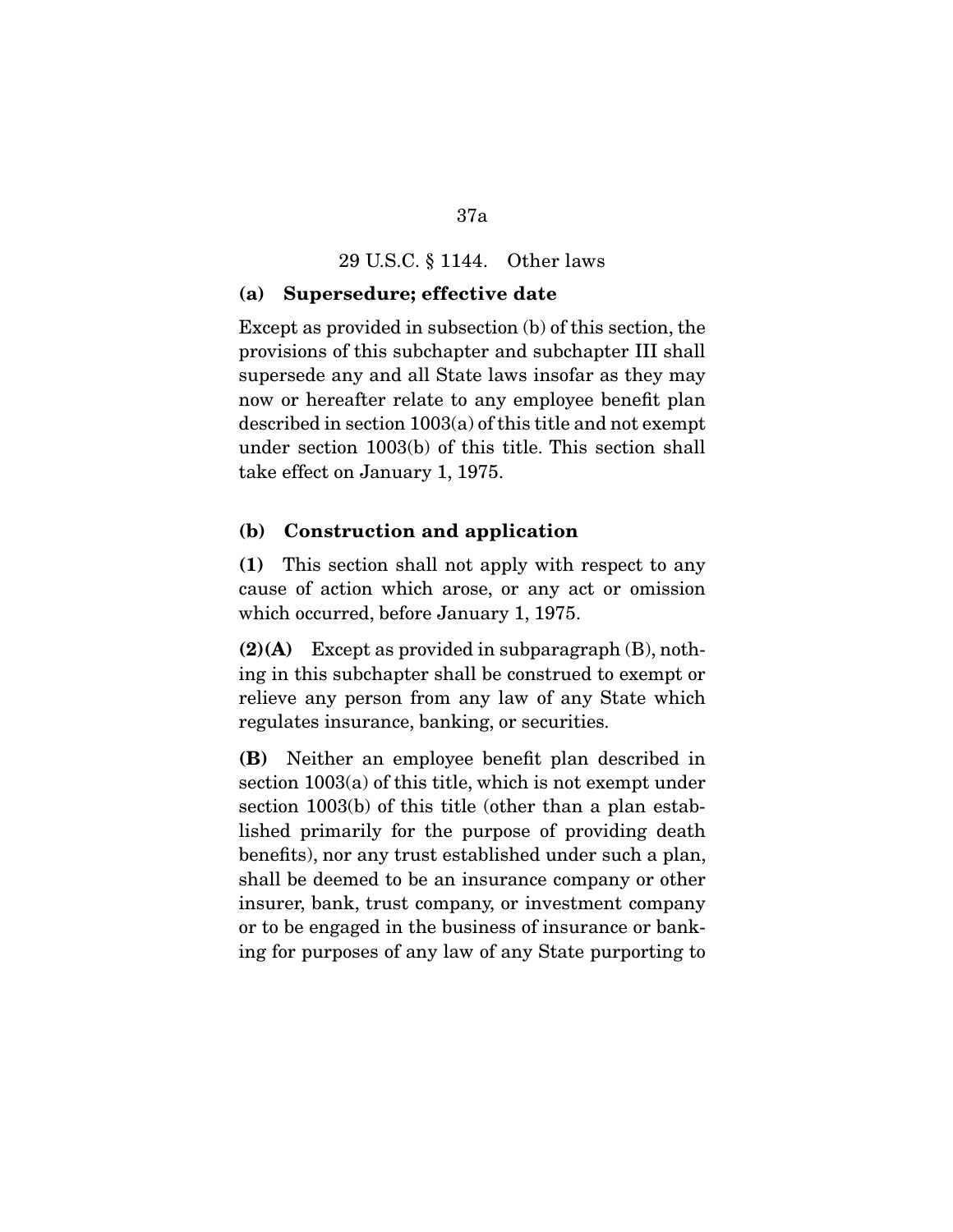29 U.S.C. § 1144. Other laws

**(a) Supersedure; effective date**

Except as provided in subsection (b) of this section, the provisions of this subchapter and subchapter III shall supersede any and all State laws insofar as they may now or hereafter relate to any employee benefit plan described in section 1003(a) of this title and not exempt under section 1003(b) of this title. This section shall take effect on January 1, 1975.

**(b) Construction and application**

**(1)** This section shall not apply with respect to any cause of action which arose, or any act or omission which occurred, before January 1, 1975.

**(2)(A)** Except as provided in subparagraph (B), nothing in this subchapter shall be construed to exempt or relieve any person from any law of any State which regulates insurance, banking, or securities.

**(B)** Neither an employee benefit plan described in section 1003(a) of this title, which is not exempt under section 1003(b) of this title (other than a plan established primarily for the purpose of providing death benefits), nor any trust established under such a plan, shall be deemed to be an insurance company or other insurer, bank, trust company, or investment company or to be engaged in the business of insurance or banking for purposes of any law of any State purporting to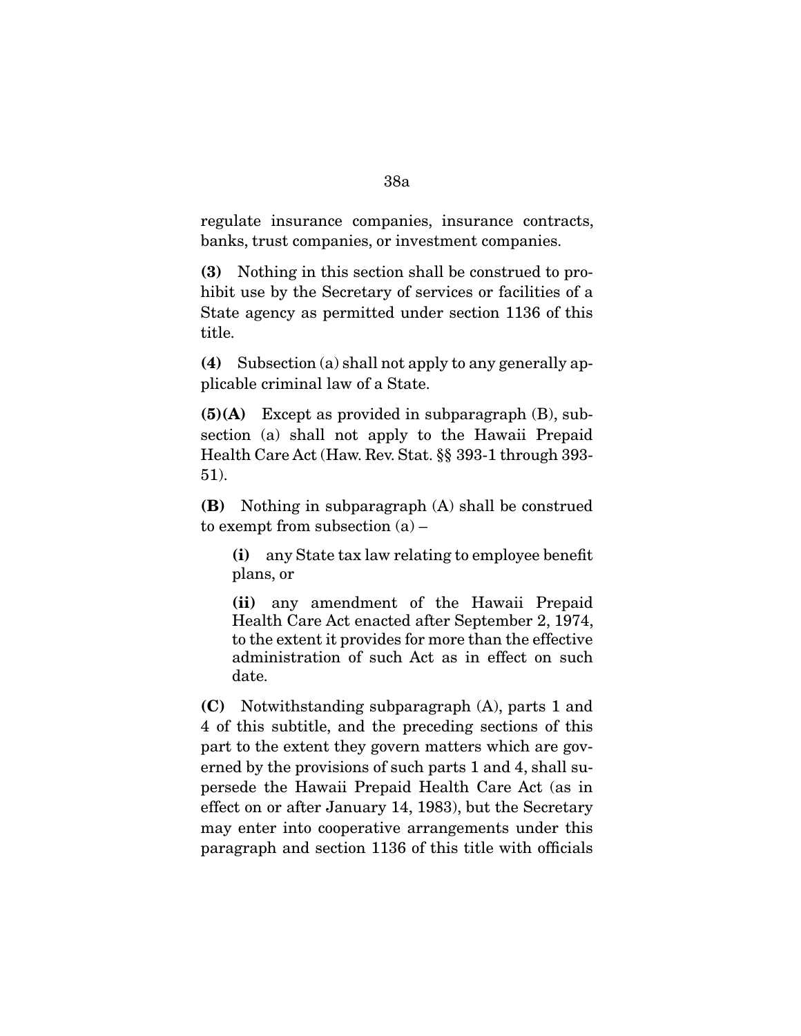regulate insurance companies, insurance contracts, banks, trust companies, or investment companies.

**(3)** Nothing in this section shall be construed to prohibit use by the Secretary of services or facilities of a State agency as permitted under section 1136 of this title.

**(4)** Subsection (a) shall not apply to any generally applicable criminal law of a State.

**(5)(A)** Except as provided in subparagraph (B), subsection (a) shall not apply to the Hawaii Prepaid Health Care Act (Haw. Rev. Stat. §§ 393-1 through 393-51).

**(B)** Nothing in subparagraph (A) shall be construed to exempt from subsection (a) –

> **(i)** any State tax law relating to employee benefit plans, or
>
> **(ii)** any amendment of the Hawaii Prepaid Health Care Act enacted after September 2, 1974, to the extent it provides for more than the effective administration of such Act as in effect on such date.

**(C)** Notwithstanding subparagraph (A), parts 1 and 4 of this subtitle, and the preceding sections of this part to the extent they govern matters which are governed by the provisions of such parts 1 and 4, shall supersede the Hawaii Prepaid Health Care Act (as in effect on or after January 14, 1983), but the Secretary may enter into cooperative arrangements under this paragraph and section 1136 of this title with officials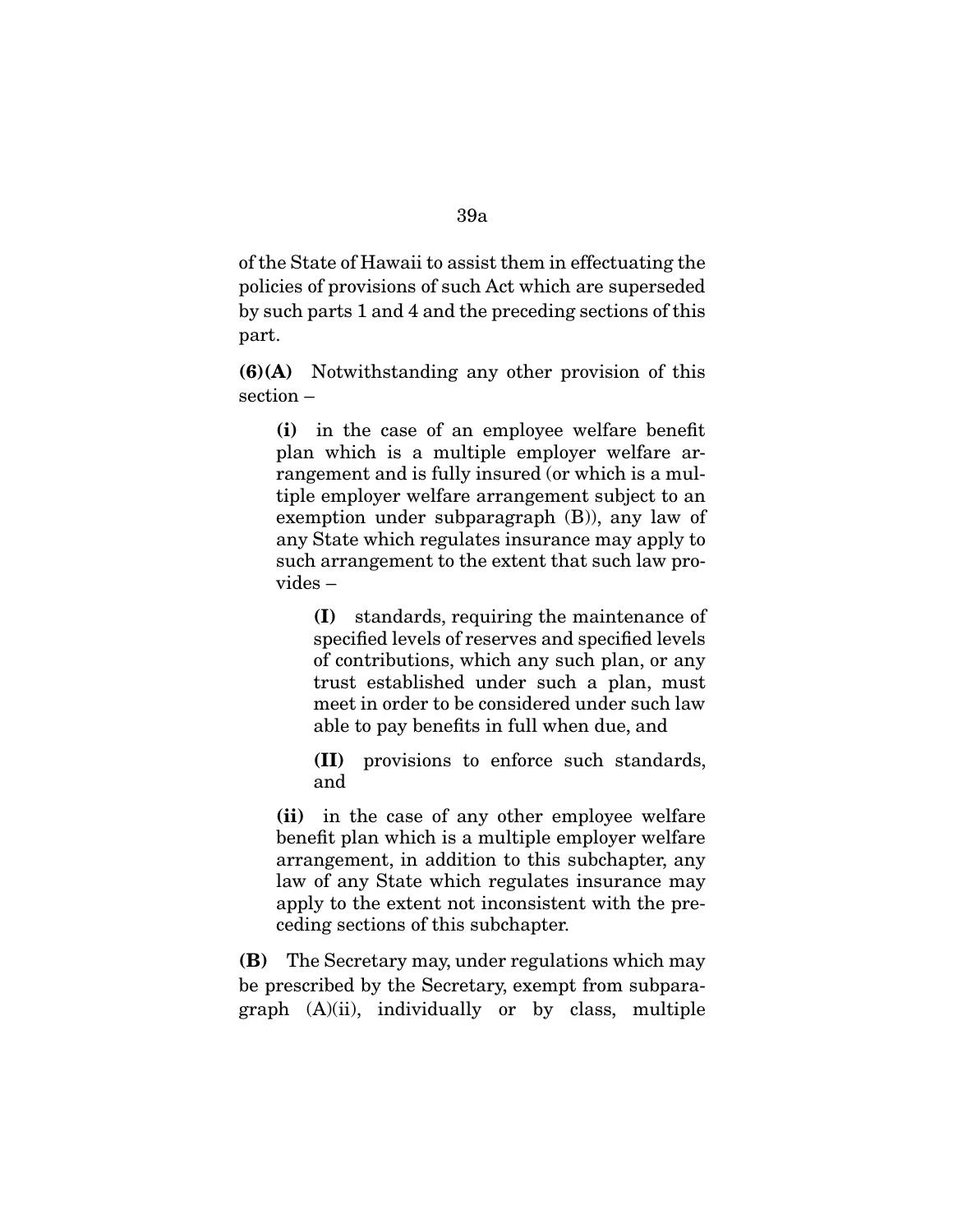of the State of Hawaii to assist them in effectuating the policies of provisions of such Act which are superseded by such parts 1 and 4 and the preceding sections of this part.

**(6)(A)** Notwithstanding any other provision of this section –

> **(i)** in the case of an employee welfare benefit plan which is a multiple employer welfare arrangement and is fully insured (or which is a multiple employer welfare arrangement subject to an exemption under subparagraph (B)), any law of any State which regulates insurance may apply to such arrangement to the extent that such law provides –
>
> > **(I)** standards, requiring the maintenance of specified levels of reserves and specified levels of contributions, which any such plan, or any trust established under such a plan, must meet in order to be considered under such law able to pay benefits in full when due, and
> >
> > **(II)** provisions to enforce such standards, and
>
> **(ii)** in the case of any other employee welfare benefit plan which is a multiple employer welfare arrangement, in addition to this subchapter, any law of any State which regulates insurance may apply to the extent not inconsistent with the preceding sections of this subchapter.

**(B)** The Secretary may, under regulations which may be prescribed by the Secretary, exempt from subparagraph (A)(ii), individually or by class, multiple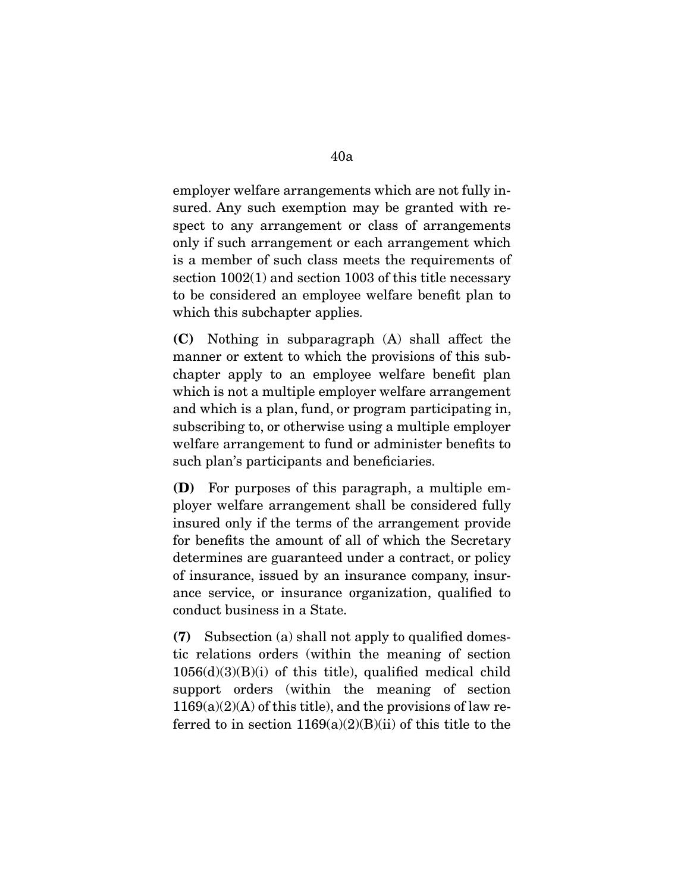employer welfare arrangements which are not fully insured. Any such exemption may be granted with respect to any arrangement or class of arrangements only if such arrangement or each arrangement which is a member of such class meets the requirements of section 1002(1) and section 1003 of this title necessary to be considered an employee welfare benefit plan to which this subchapter applies.

**(C)** Nothing in subparagraph (A) shall affect the manner or extent to which the provisions of this subchapter apply to an employee welfare benefit plan which is not a multiple employer welfare arrangement and which is a plan, fund, or program participating in, subscribing to, or otherwise using a multiple employer welfare arrangement to fund or administer benefits to such plan's participants and beneficiaries.

**(D)** For purposes of this paragraph, a multiple employer welfare arrangement shall be considered fully insured only if the terms of the arrangement provide for benefits the amount of all of which the Secretary determines are guaranteed under a contract, or policy of insurance, issued by an insurance company, insurance service, or insurance organization, qualified to conduct business in a State.

**(7)** Subsection (a) shall not apply to qualified domestic relations orders (within the meaning of section 1056(d)(3)(B)(i) of this title), qualified medical child support orders (within the meaning of section 1169(a)(2)(A) of this title), and the provisions of law referred to in section 1169(a)(2)(B)(ii) of this title to the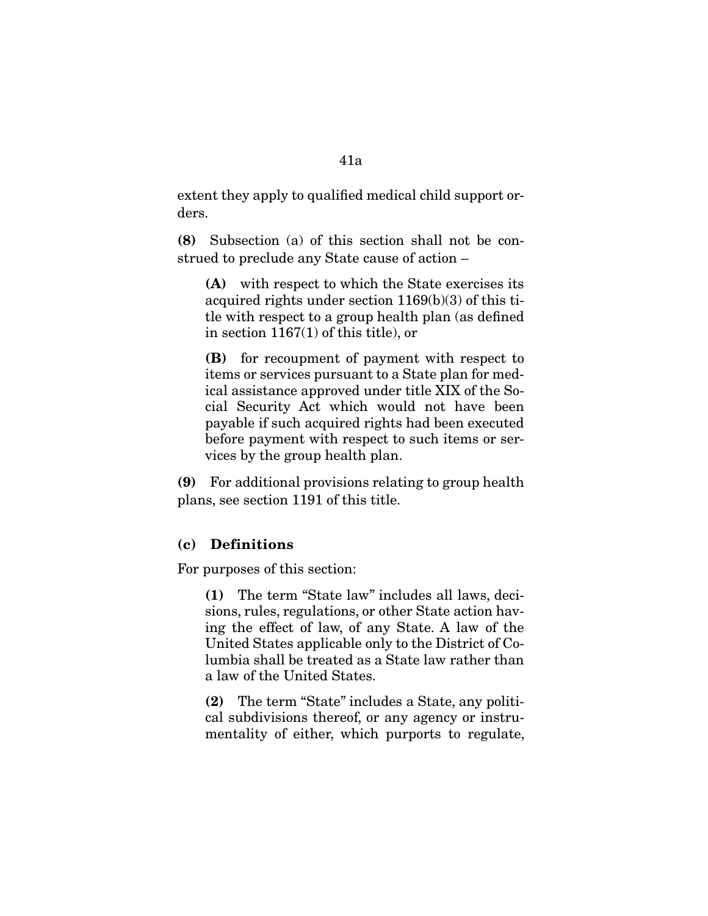extent they apply to qualified medical child support orders.

**(8)** Subsection (a) of this section shall not be construed to preclude any State cause of action –

> **(A)** with respect to which the State exercises its acquired rights under section 1169(b)(3) of this title with respect to a group health plan (as defined in section 1167(1) of this title), or
>
> **(B)** for recoupment of payment with respect to items or services pursuant to a State plan for medical assistance approved under title XIX of the Social Security Act which would not have been payable if such acquired rights had been executed before payment with respect to such items or services by the group health plan.

**(9)** For additional provisions relating to group health plans, see section 1191 of this title.

### (c) Definitions

For purposes of this section:

> **(1)** The term "State law" includes all laws, decisions, rules, regulations, or other State action having the effect of law, of any State. A law of the United States applicable only to the District of Columbia shall be treated as a State law rather than a law of the United States.
>
> **(2)** The term "State" includes a State, any political subdivisions thereof, or any agency or instrumentality of either, which purports to regulate,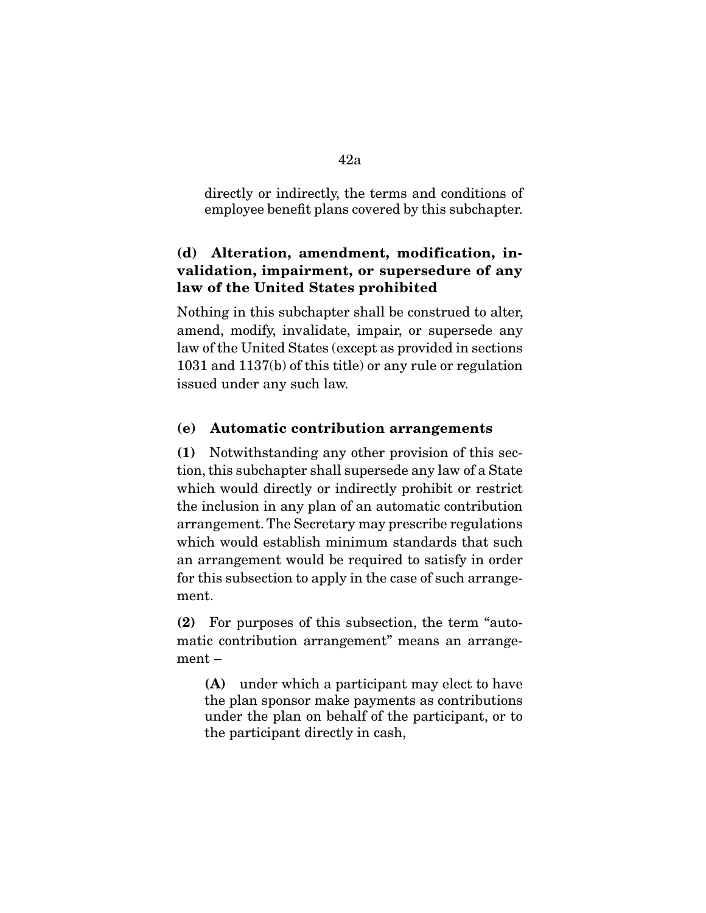directly or indirectly, the terms and conditions of employee benefit plans covered by this subchapter.

**(d) Alteration, amendment, modification, invalidation, impairment, or supersedure of any law of the United States prohibited**

Nothing in this subchapter shall be construed to alter, amend, modify, invalidate, impair, or supersede any law of the United States (except as provided in sections 1031 and 1137(b) of this title) or any rule or regulation issued under any such law.

**(e) Automatic contribution arrangements**

**(1)** Notwithstanding any other provision of this section, this subchapter shall supersede any law of a State which would directly or indirectly prohibit or restrict the inclusion in any plan of an automatic contribution arrangement. The Secretary may prescribe regulations which would establish minimum standards that such an arrangement would be required to satisfy in order for this subsection to apply in the case of such arrangement.

**(2)** For purposes of this subsection, the term "automatic contribution arrangement" means an arrangement –

> **(A)** under which a participant may elect to have the plan sponsor make payments as contributions under the plan on behalf of the participant, or to the participant directly in cash,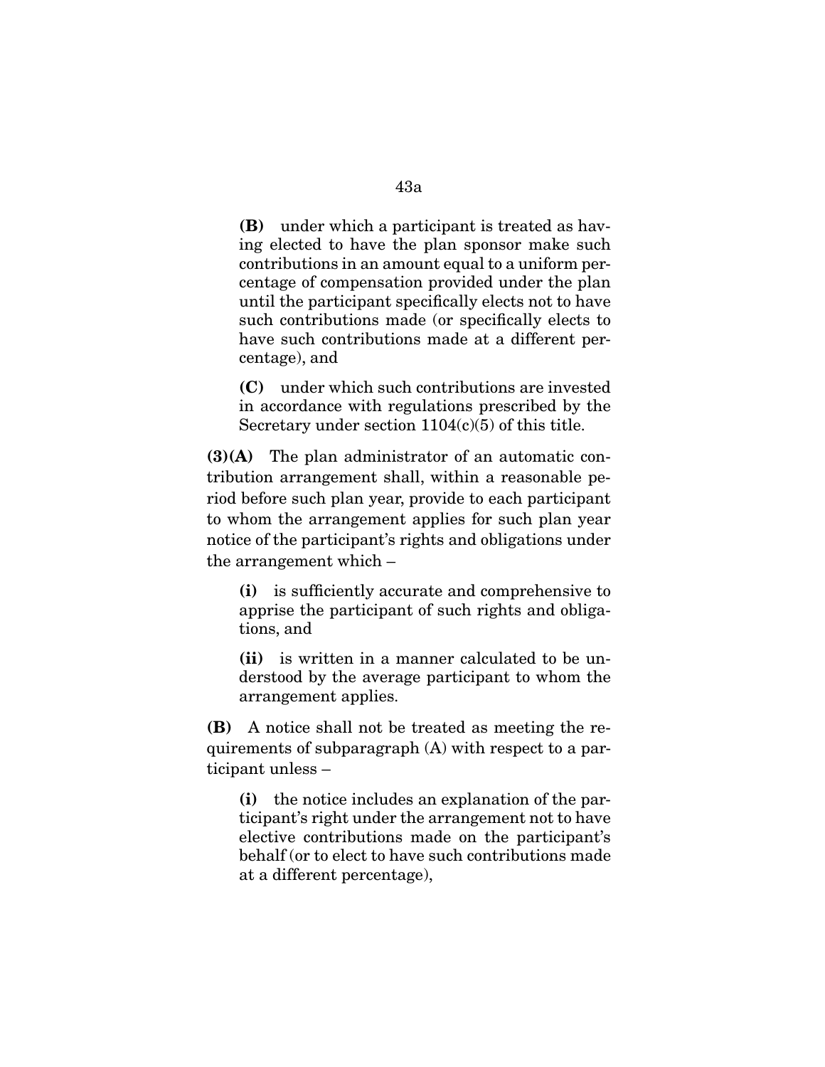**(B)** under which a participant is treated as having elected to have the plan sponsor make such contributions in an amount equal to a uniform percentage of compensation provided under the plan until the participant specifically elects not to have such contributions made (or specifically elects to have such contributions made at a different percentage), and

**(C)** under which such contributions are invested in accordance with regulations prescribed by the Secretary under section 1104(c)(5) of this title.

**(3)(A)** The plan administrator of an automatic contribution arrangement shall, within a reasonable period before such plan year, provide to each participant to whom the arrangement applies for such plan year notice of the participant's rights and obligations under the arrangement which –

**(i)** is sufficiently accurate and comprehensive to apprise the participant of such rights and obligations, and

**(ii)** is written in a manner calculated to be understood by the average participant to whom the arrangement applies.

**(B)** A notice shall not be treated as meeting the requirements of subparagraph (A) with respect to a participant unless –

**(i)** the notice includes an explanation of the participant's right under the arrangement not to have elective contributions made on the participant's behalf (or to elect to have such contributions made at a different percentage),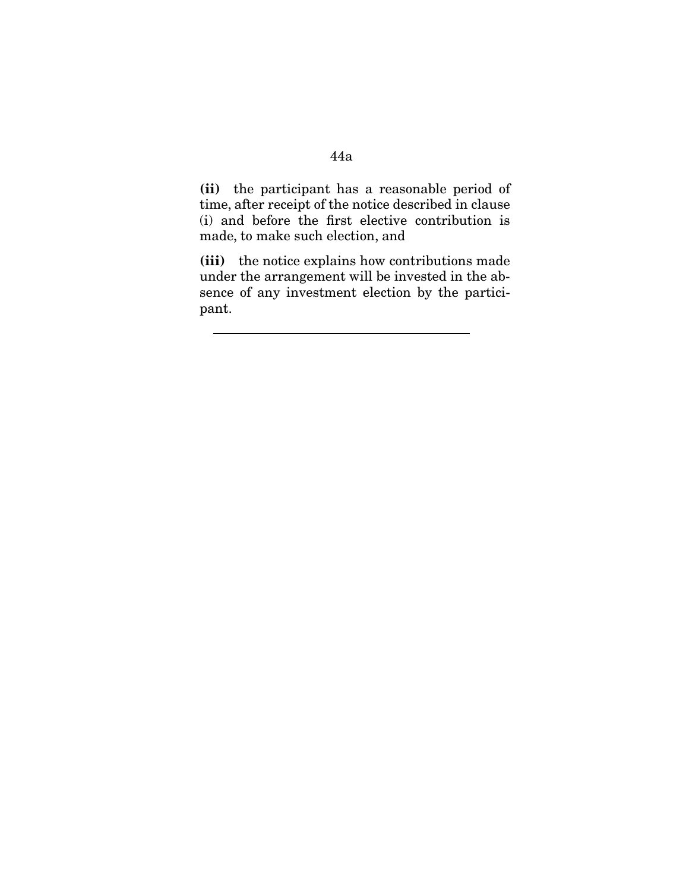**(ii)** the participant has a reasonable period of time, after receipt of the notice described in clause (i) and before the first elective contribution is made, to make such election, and

**(iii)** the notice explains how contributions made under the arrangement will be invested in the absence of any investment election by the participant.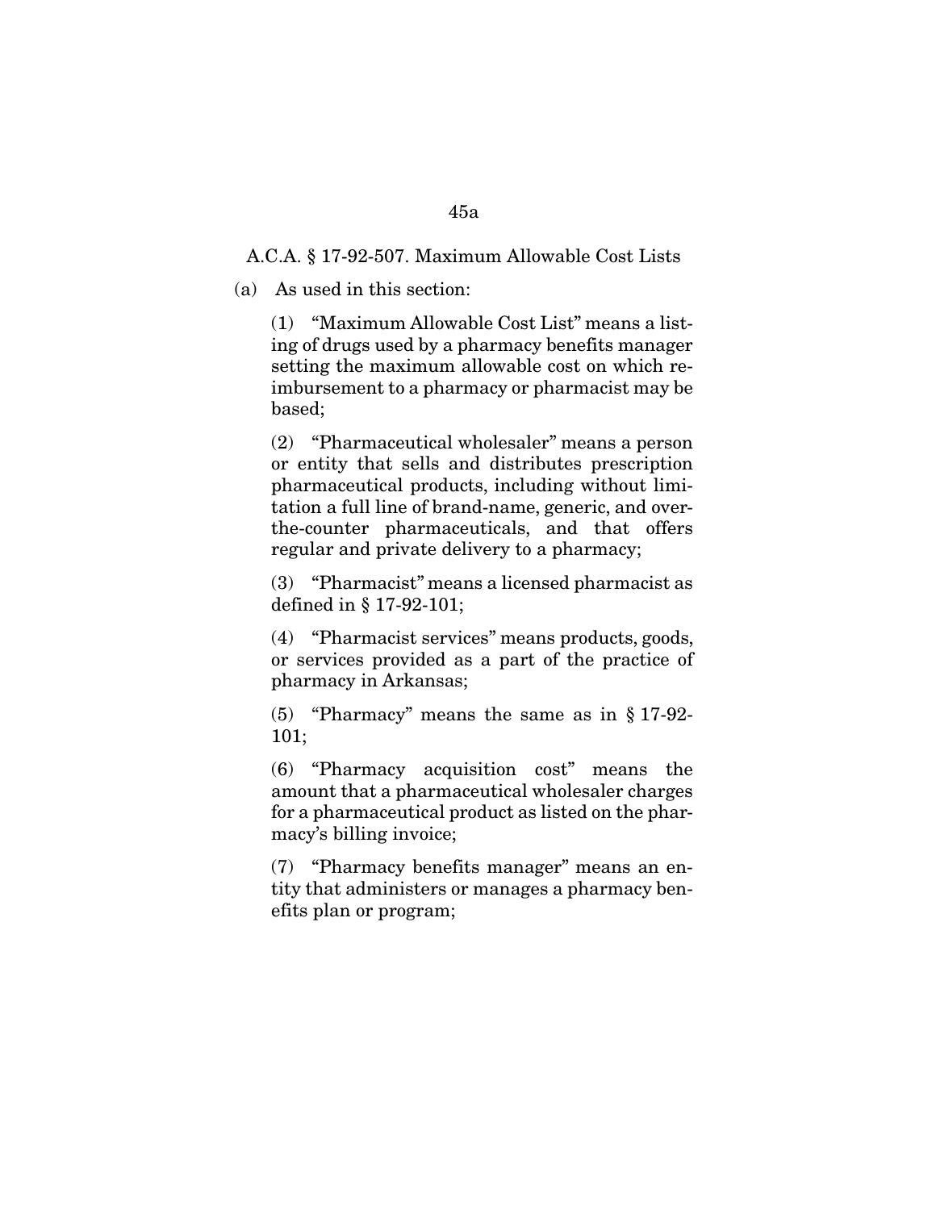A.C.A. § 17-92-507. Maximum Allowable Cost Lists

(a) As used in this section:

(1) "Maximum Allowable Cost List" means a listing of drugs used by a pharmacy benefits manager setting the maximum allowable cost on which reimbursement to a pharmacy or pharmacist may be based;

(2) "Pharmaceutical wholesaler" means a person or entity that sells and distributes prescription pharmaceutical products, including without limitation a full line of brand-name, generic, and over-the-counter pharmaceuticals, and that offers regular and private delivery to a pharmacy;

(3) "Pharmacist" means a licensed pharmacist as defined in § 17-92-101;

(4) "Pharmacist services" means products, goods, or services provided as a part of the practice of pharmacy in Arkansas;

(5) "Pharmacy" means the same as in § 17-92-101;

(6) "Pharmacy acquisition cost" means the amount that a pharmaceutical wholesaler charges for a pharmaceutical product as listed on the pharmacy's billing invoice;

(7) "Pharmacy benefits manager" means an entity that administers or manages a pharmacy benefits plan or program;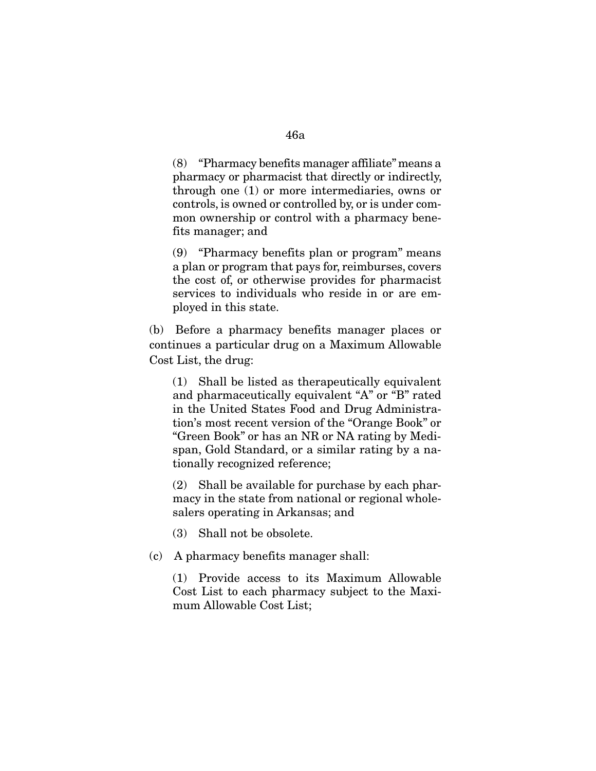(8) "Pharmacy benefits manager affiliate" means a pharmacy or pharmacist that directly or indirectly, through one (1) or more intermediaries, owns or controls, is owned or controlled by, or is under common ownership or control with a pharmacy benefits manager; and

(9) "Pharmacy benefits plan or program" means a plan or program that pays for, reimburses, covers the cost of, or otherwise provides for pharmacist services to individuals who reside in or are employed in this state.

(b) Before a pharmacy benefits manager places or continues a particular drug on a Maximum Allowable Cost List, the drug:

(1) Shall be listed as therapeutically equivalent and pharmaceutically equivalent "A" or "B" rated in the United States Food and Drug Administration's most recent version of the "Orange Book" or "Green Book" or has an NR or NA rating by Medi-span, Gold Standard, or a similar rating by a nationally recognized reference;

(2) Shall be available for purchase by each pharmacy in the state from national or regional wholesalers operating in Arkansas; and

(3) Shall not be obsolete.

(c) A pharmacy benefits manager shall:

(1) Provide access to its Maximum Allowable Cost List to each pharmacy subject to the Maximum Allowable Cost List;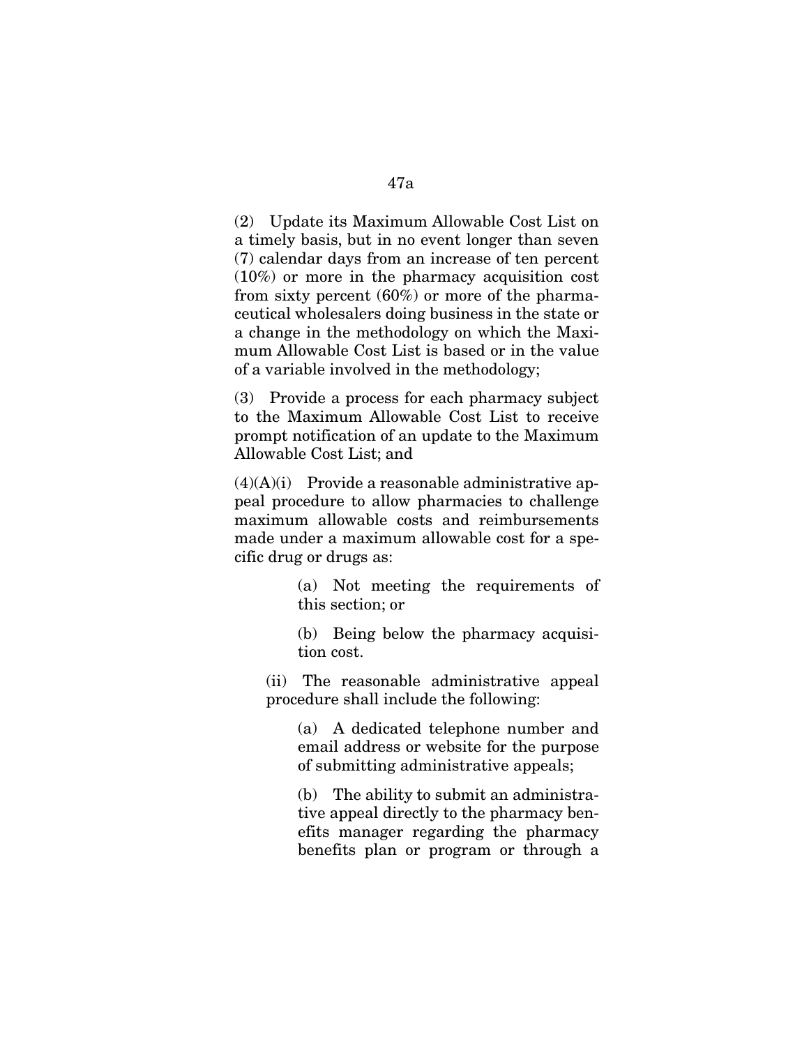(2) Update its Maximum Allowable Cost List on a timely basis, but in no event longer than seven (7) calendar days from an increase of ten percent (10%) or more in the pharmacy acquisition cost from sixty percent (60%) or more of the pharmaceutical wholesalers doing business in the state or a change in the methodology on which the Maximum Allowable Cost List is based or in the value of a variable involved in the methodology;

(3) Provide a process for each pharmacy subject to the Maximum Allowable Cost List to receive prompt notification of an update to the Maximum Allowable Cost List; and

(4)(A)(i) Provide a reasonable administrative appeal procedure to allow pharmacies to challenge maximum allowable costs and reimbursements made under a maximum allowable cost for a specific drug or drugs as:

> (a) Not meeting the requirements of this section; or
>
> (b) Being below the pharmacy acquisition cost.

(ii) The reasonable administrative appeal procedure shall include the following:

> (a) A dedicated telephone number and email address or website for the purpose of submitting administrative appeals;
>
> (b) The ability to submit an administrative appeal directly to the pharmacy benefits manager regarding the pharmacy benefits plan or program or through a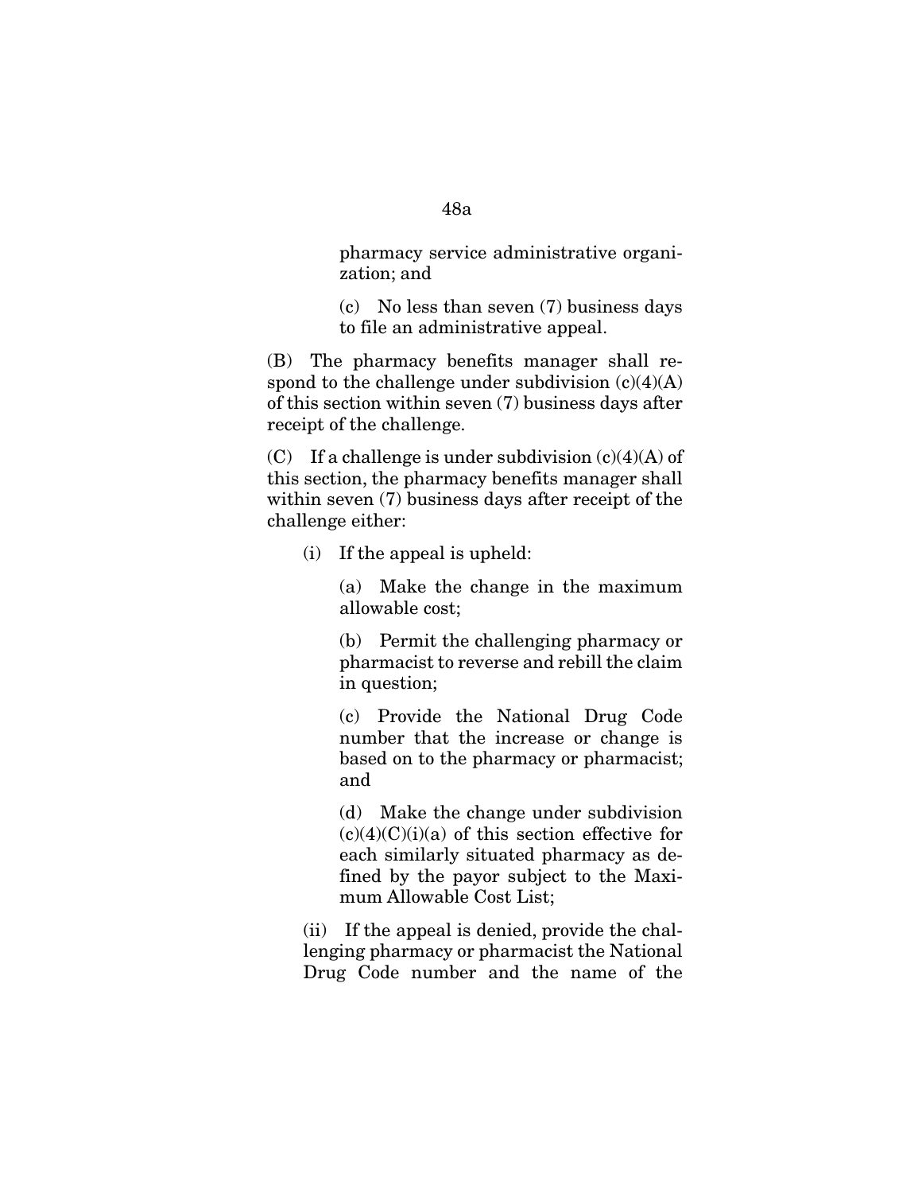pharmacy service administrative organization; and

(c) No less than seven (7) business days to file an administrative appeal.

(B) The pharmacy benefits manager shall respond to the challenge under subdivision (c)(4)(A) of this section within seven (7) business days after receipt of the challenge.

(C) If a challenge is under subdivision (c)(4)(A) of this section, the pharmacy benefits manager shall within seven (7) business days after receipt of the challenge either:

(i) If the appeal is upheld:

(a) Make the change in the maximum allowable cost;

(b) Permit the challenging pharmacy or pharmacist to reverse and rebill the claim in question;

(c) Provide the National Drug Code number that the increase or change is based on to the pharmacy or pharmacist; and

(d) Make the change under subdivision (c)(4)(C)(i)(a) of this section effective for each similarly situated pharmacy as defined by the payor subject to the Maximum Allowable Cost List;

(ii) If the appeal is denied, provide the challenging pharmacy or pharmacist the National Drug Code number and the name of the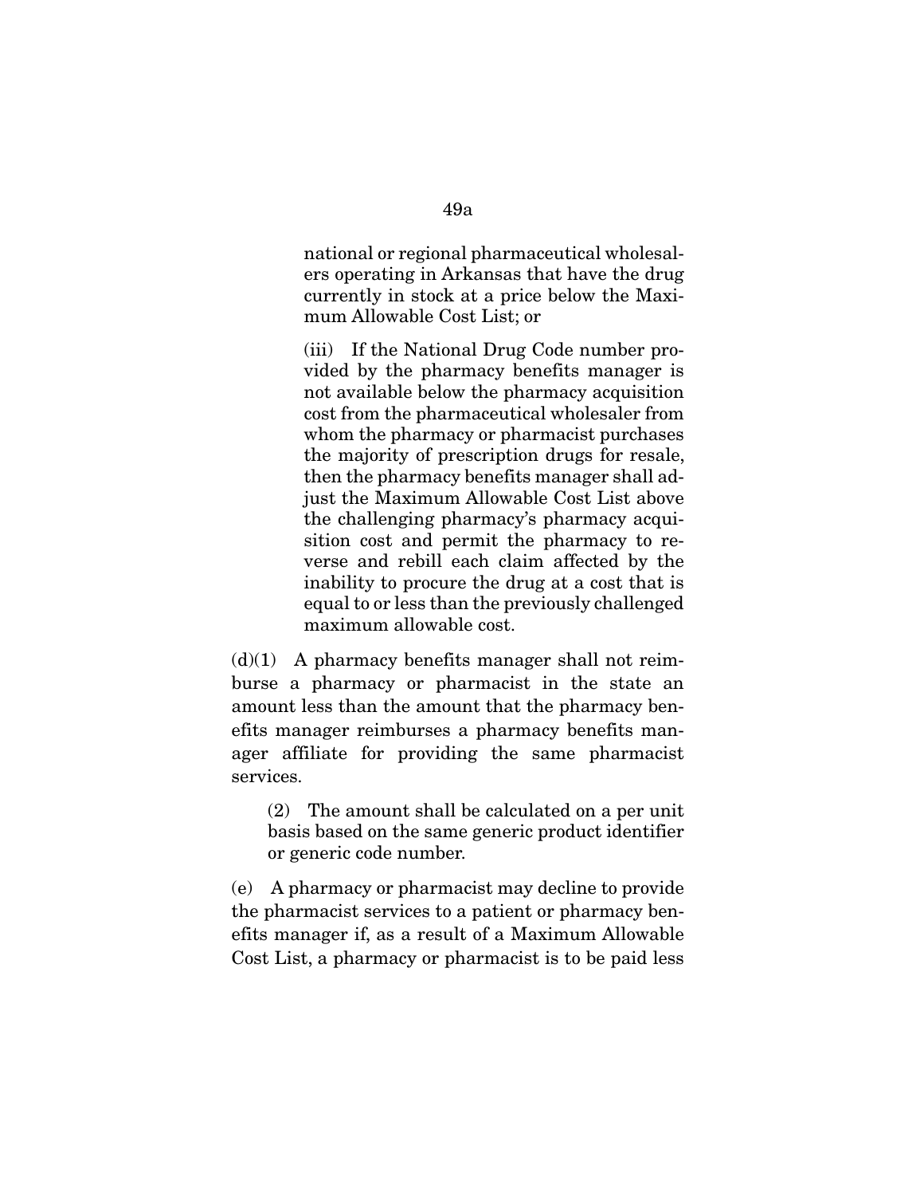national or regional pharmaceutical wholesalers operating in Arkansas that have the drug currently in stock at a price below the Maximum Allowable Cost List; or

(iii) If the National Drug Code number provided by the pharmacy benefits manager is not available below the pharmacy acquisition cost from the pharmaceutical wholesaler from whom the pharmacy or pharmacist purchases the majority of prescription drugs for resale, then the pharmacy benefits manager shall adjust the Maximum Allowable Cost List above the challenging pharmacy's pharmacy acquisition cost and permit the pharmacy to reverse and rebill each claim affected by the inability to procure the drug at a cost that is equal to or less than the previously challenged maximum allowable cost.

(d)(1) A pharmacy benefits manager shall not reimburse a pharmacy or pharmacist in the state an amount less than the amount that the pharmacy benefits manager reimburses a pharmacy benefits manager affiliate for providing the same pharmacist services.

(2) The amount shall be calculated on a per unit basis based on the same generic product identifier or generic code number.

(e) A pharmacy or pharmacist may decline to provide the pharmacist services to a patient or pharmacy benefits manager if, as a result of a Maximum Allowable Cost List, a pharmacy or pharmacist is to be paid less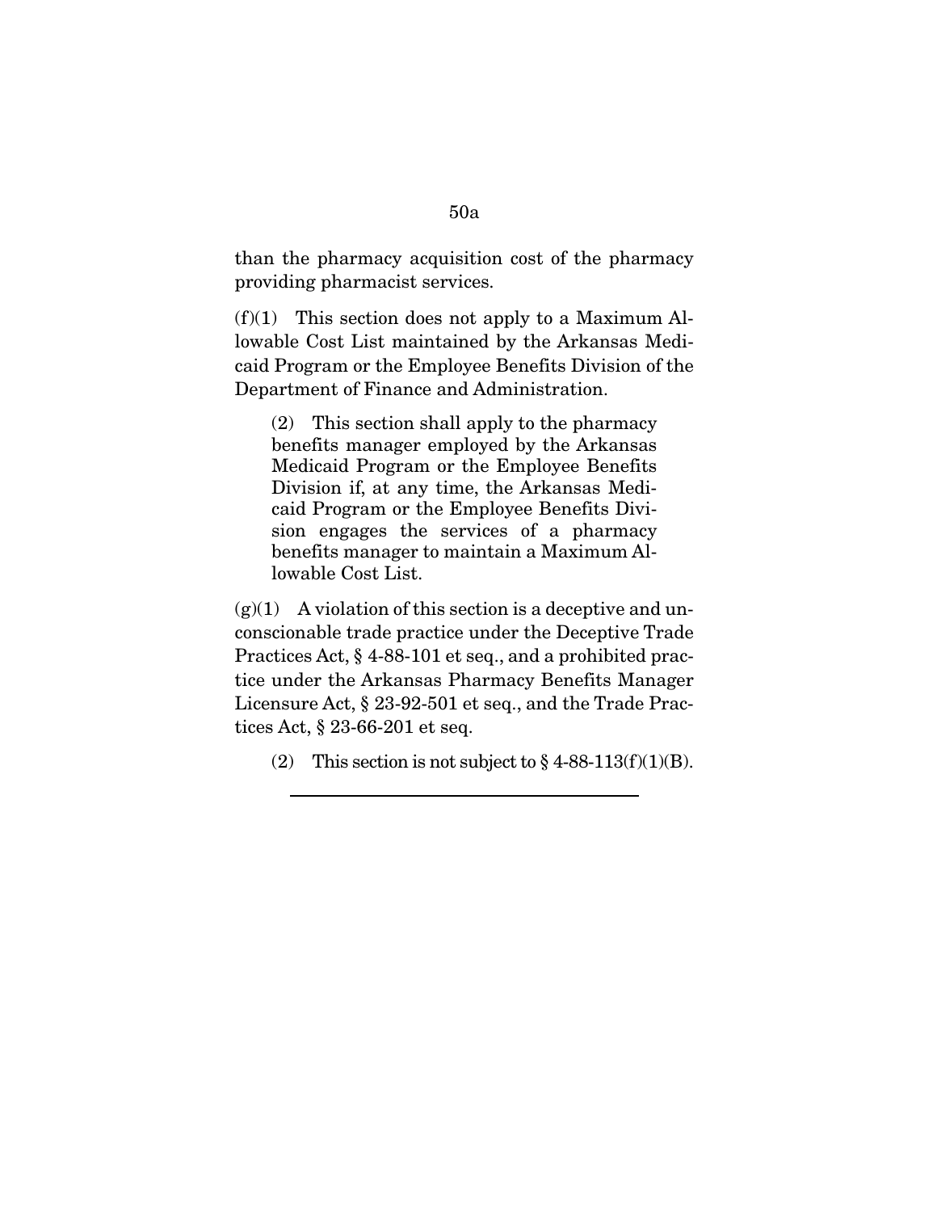than the pharmacy acquisition cost of the pharmacy providing pharmacist services.

(f)(1) This section does not apply to a Maximum Allowable Cost List maintained by the Arkansas Medicaid Program or the Employee Benefits Division of the Department of Finance and Administration.

> (2) This section shall apply to the pharmacy benefits manager employed by the Arkansas Medicaid Program or the Employee Benefits Division if, at any time, the Arkansas Medicaid Program or the Employee Benefits Division engages the services of a pharmacy benefits manager to maintain a Maximum Allowable Cost List.

(g)(1) A violation of this section is a deceptive and unconscionable trade practice under the Deceptive Trade Practices Act, § 4-88-101 et seq., and a prohibited practice under the Arkansas Pharmacy Benefits Manager Licensure Act, § 23-92-501 et seq., and the Trade Practices Act, § 23-66-201 et seq.

> (2) This section is not subject to § 4-88-113(f)(1)(B).